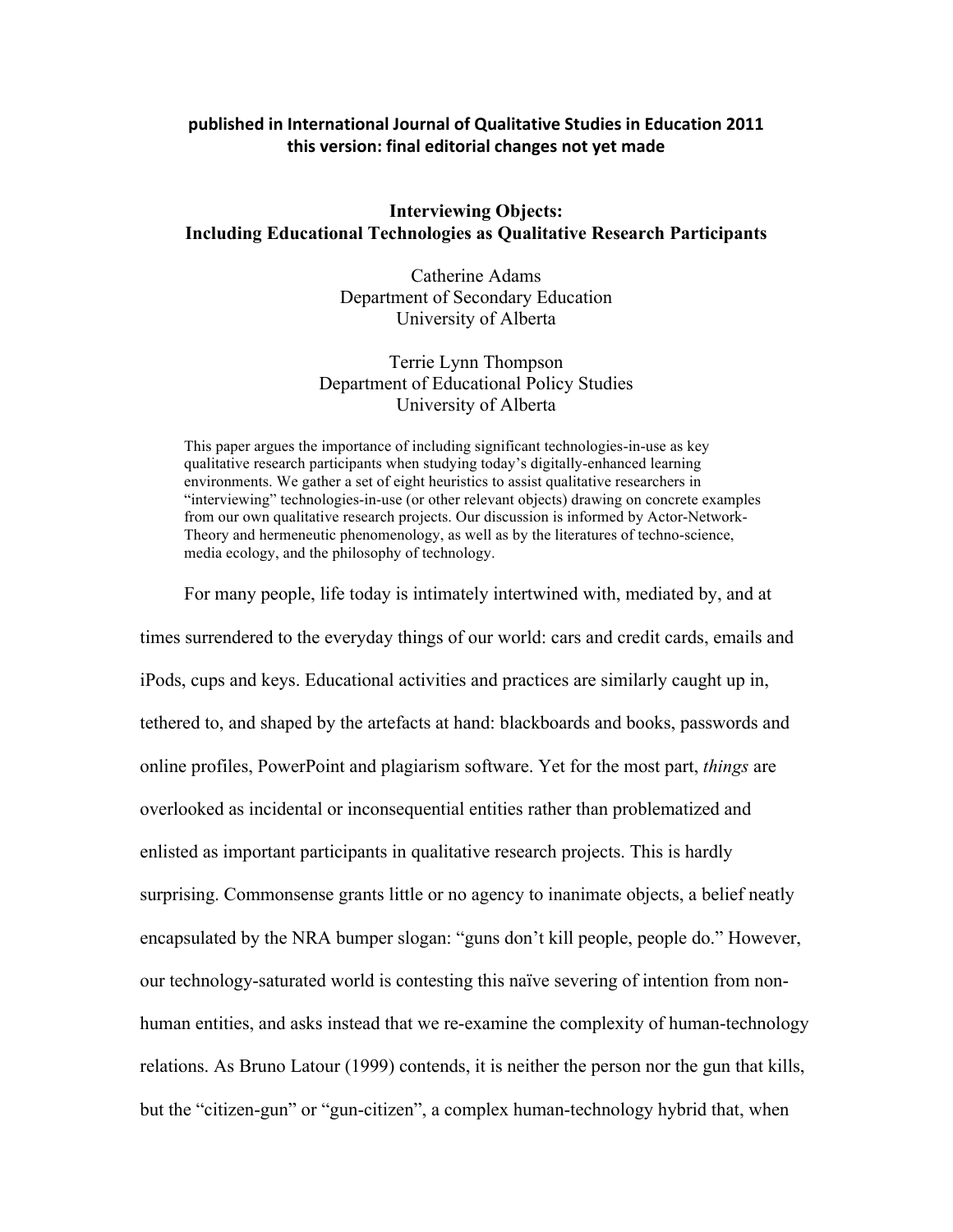**published in International Journal of Qualitative Studies in Education 2011**
**this version: final editorial changes not yet made**

# Interviewing Objects: Including Educational Technologies as Qualitative Research Participants

Catherine Adams
Department of Secondary Education
University of Alberta

Terrie Lynn Thompson
Department of Educational Policy Studies
University of Alberta

This paper argues the importance of including significant technologies-in-use as key qualitative research participants when studying today's digitally-enhanced learning environments. We gather a set of eight heuristics to assist qualitative researchers in "interviewing" technologies-in-use (or other relevant objects) drawing on concrete examples from our own qualitative research projects. Our discussion is informed by Actor-Network-Theory and hermeneutic phenomenology, as well as by the literatures of techno-science, media ecology, and the philosophy of technology.

For many people, life today is intimately intertwined with, mediated by, and at times surrendered to the everyday things of our world: cars and credit cards, emails and iPods, cups and keys. Educational activities and practices are similarly caught up in, tethered to, and shaped by the artefacts at hand: blackboards and books, passwords and online profiles, PowerPoint and plagiarism software. Yet for the most part, *things* are overlooked as incidental or inconsequential entities rather than problematized and enlisted as important participants in qualitative research projects. This is hardly surprising. Commonsense grants little or no agency to inanimate objects, a belief neatly encapsulated by the NRA bumper slogan: "guns don't kill people, people do." However, our technology-saturated world is contesting this naïve severing of intention from non-human entities, and asks instead that we re-examine the complexity of human-technology relations. As Bruno Latour (1999) contends, it is neither the person nor the gun that kills, but the "citizen-gun" or "gun-citizen", a complex human-technology hybrid that, when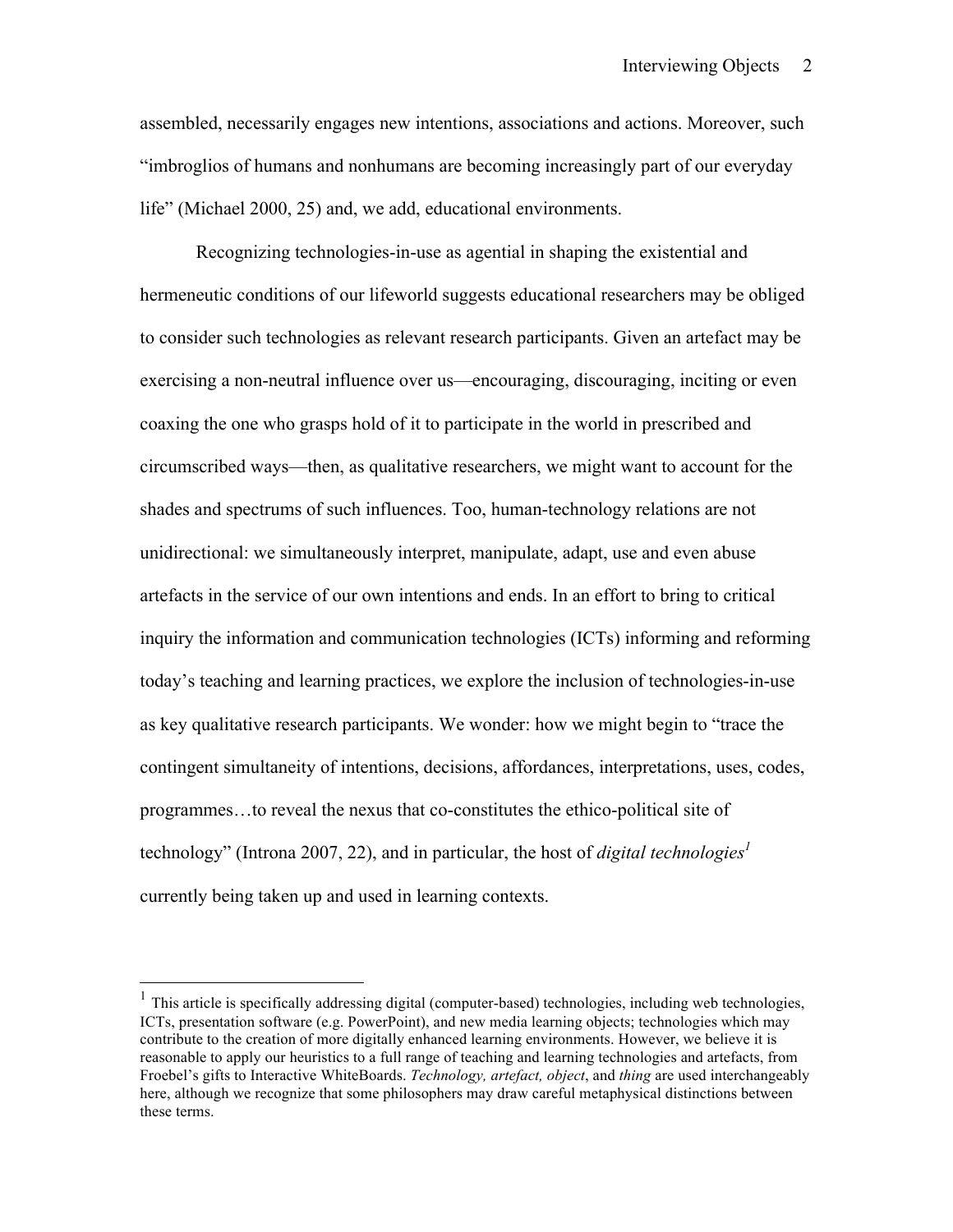assembled, necessarily engages new intentions, associations and actions. Moreover, such "imbroglios of humans and nonhumans are becoming increasingly part of our everyday life" (Michael 2000, 25) and, we add, educational environments.

Recognizing technologies-in-use as agential in shaping the existential and hermeneutic conditions of our lifeworld suggests educational researchers may be obliged to consider such technologies as relevant research participants. Given an artefact may be exercising a non-neutral influence over us—encouraging, discouraging, inciting or even coaxing the one who grasps hold of it to participate in the world in prescribed and circumscribed ways—then, as qualitative researchers, we might want to account for the shades and spectrums of such influences. Too, human-technology relations are not unidirectional: we simultaneously interpret, manipulate, adapt, use and even abuse artefacts in the service of our own intentions and ends. In an effort to bring to critical inquiry the information and communication technologies (ICTs) informing and reforming today's teaching and learning practices, we explore the inclusion of technologies-in-use as key qualitative research participants. We wonder: how we might begin to "trace the contingent simultaneity of intentions, decisions, affordances, interpretations, uses, codes, programmes…to reveal the nexus that co-constitutes the ethico-political site of technology" (Introna 2007, 22), and in particular, the host of *digital technologies*[1] currently being taken up and used in learning contexts.

---

[1] This article is specifically addressing digital (computer-based) technologies, including web technologies, ICTs, presentation software (e.g. PowerPoint), and new media learning objects; technologies which may contribute to the creation of more digitally enhanced learning environments. However, we believe it is reasonable to apply our heuristics to a full range of teaching and learning technologies and artefacts, from Froebel's gifts to Interactive WhiteBoards. *Technology, artefact, object*, and *thing* are used interchangeably here, although we recognize that some philosophers may draw careful metaphysical distinctions between these terms.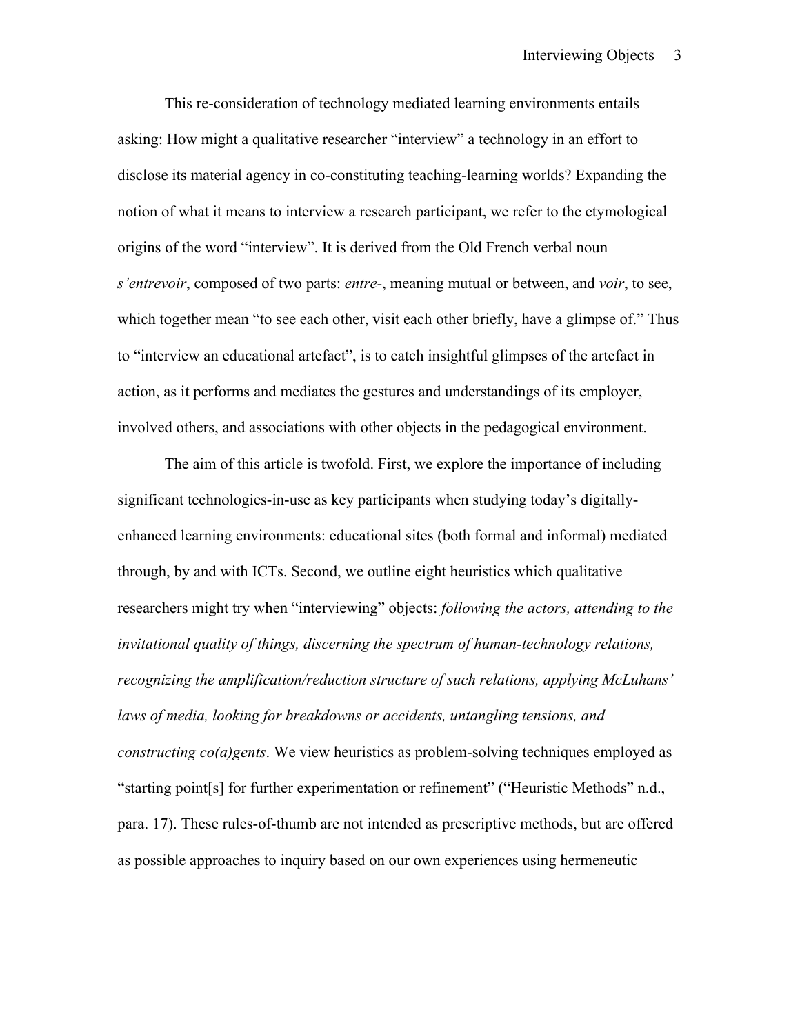This re-consideration of technology mediated learning environments entails asking: How might a qualitative researcher "interview" a technology in an effort to disclose its material agency in co-constituting teaching-learning worlds? Expanding the notion of what it means to interview a research participant, we refer to the etymological origins of the word "interview". It is derived from the Old French verbal noun *s'entrevoir*, composed of two parts: *entre-*, meaning mutual or between, and *voir*, to see, which together mean "to see each other, visit each other briefly, have a glimpse of." Thus to "interview an educational artefact", is to catch insightful glimpses of the artefact in action, as it performs and mediates the gestures and understandings of its employer, involved others, and associations with other objects in the pedagogical environment.

The aim of this article is twofold. First, we explore the importance of including significant technologies-in-use as key participants when studying today's digitally-enhanced learning environments: educational sites (both formal and informal) mediated through, by and with ICTs. Second, we outline eight heuristics which qualitative researchers might try when "interviewing" objects: *following the actors, attending to the invitational quality of things, discerning the spectrum of human-technology relations, recognizing the amplification/reduction structure of such relations, applying McLuhans' laws of media, looking for breakdowns or accidents, untangling tensions, and constructing co(a)gents*. We view heuristics as problem-solving techniques employed as "starting point[s] for further experimentation or refinement" ("Heuristic Methods" n.d., para. 17). These rules-of-thumb are not intended as prescriptive methods, but are offered as possible approaches to inquiry based on our own experiences using hermeneutic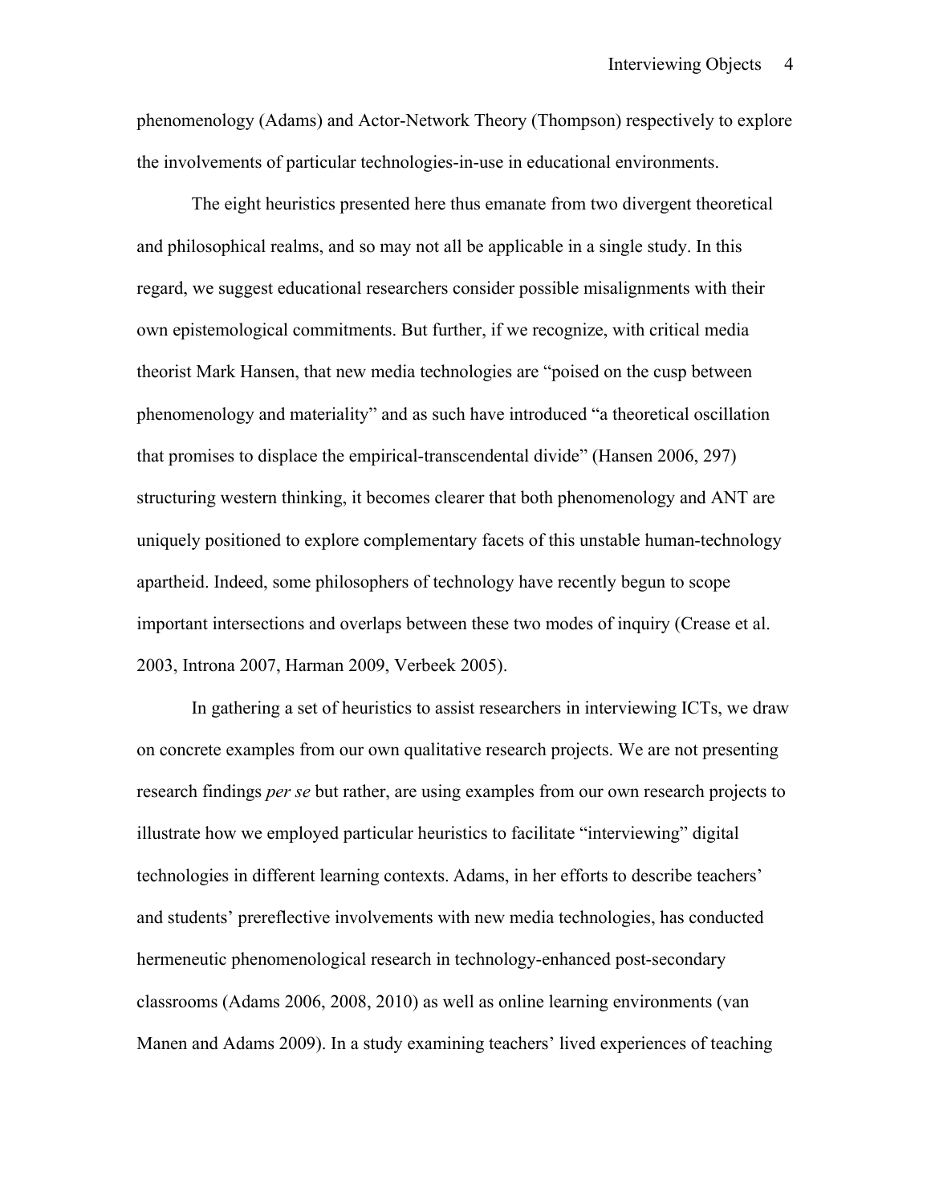phenomenology (Adams) and Actor-Network Theory (Thompson) respectively to explore the involvements of particular technologies-in-use in educational environments.

The eight heuristics presented here thus emanate from two divergent theoretical and philosophical realms, and so may not all be applicable in a single study. In this regard, we suggest educational researchers consider possible misalignments with their own epistemological commitments. But further, if we recognize, with critical media theorist Mark Hansen, that new media technologies are "poised on the cusp between phenomenology and materiality" and as such have introduced "a theoretical oscillation that promises to displace the empirical-transcendental divide" (Hansen 2006, 297) structuring western thinking, it becomes clearer that both phenomenology and ANT are uniquely positioned to explore complementary facets of this unstable human-technology apartheid. Indeed, some philosophers of technology have recently begun to scope important intersections and overlaps between these two modes of inquiry (Crease et al. 2003, Introna 2007, Harman 2009, Verbeek 2005).

In gathering a set of heuristics to assist researchers in interviewing ICTs, we draw on concrete examples from our own qualitative research projects. We are not presenting research findings *per se* but rather, are using examples from our own research projects to illustrate how we employed particular heuristics to facilitate "interviewing" digital technologies in different learning contexts. Adams, in her efforts to describe teachers' and students' prereflective involvements with new media technologies, has conducted hermeneutic phenomenological research in technology-enhanced post-secondary classrooms (Adams 2006, 2008, 2010) as well as online learning environments (van Manen and Adams 2009). In a study examining teachers' lived experiences of teaching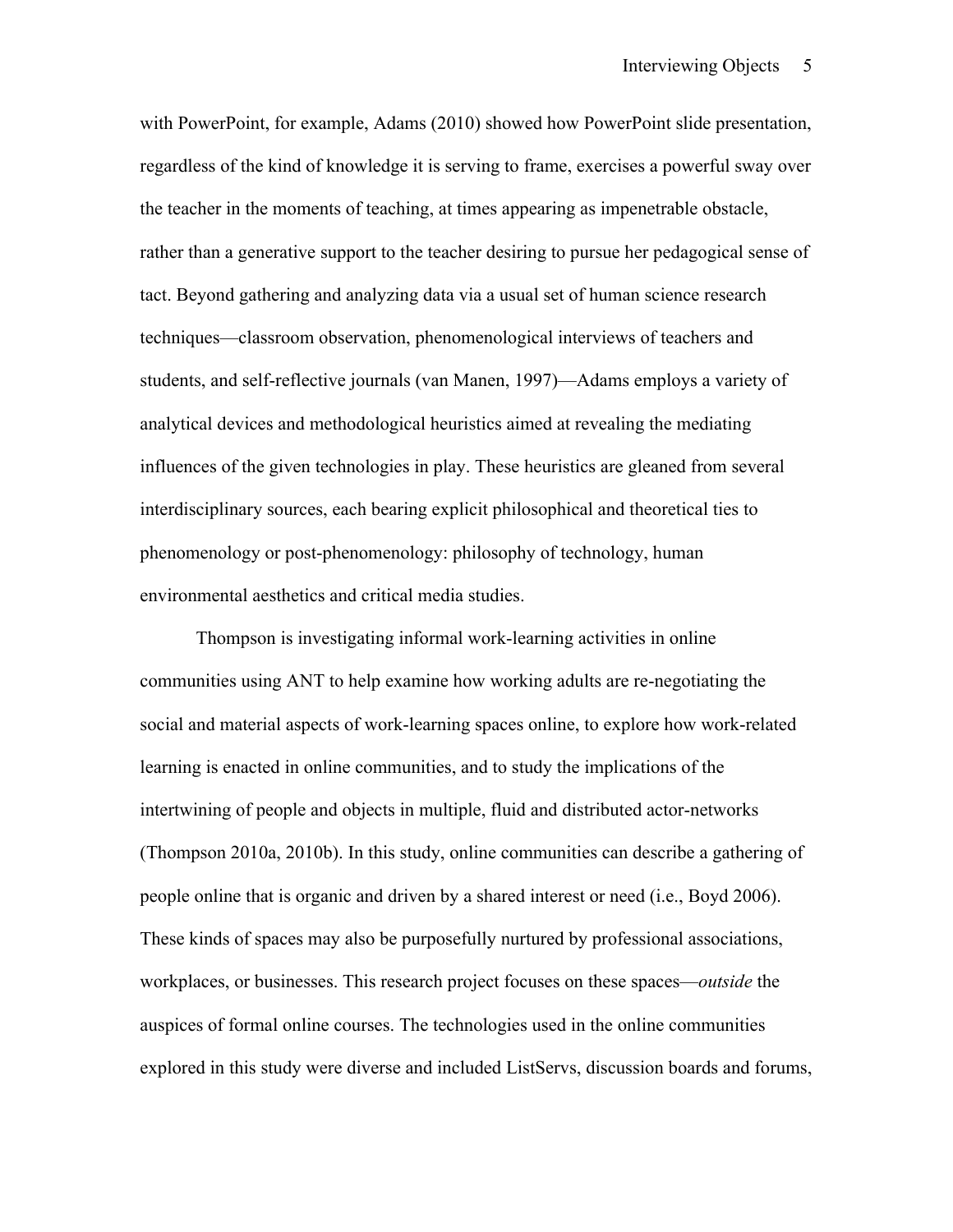with PowerPoint, for example, Adams (2010) showed how PowerPoint slide presentation, regardless of the kind of knowledge it is serving to frame, exercises a powerful sway over the teacher in the moments of teaching, at times appearing as impenetrable obstacle, rather than a generative support to the teacher desiring to pursue her pedagogical sense of tact. Beyond gathering and analyzing data via a usual set of human science research techniques—classroom observation, phenomenological interviews of teachers and students, and self-reflective journals (van Manen, 1997)—Adams employs a variety of analytical devices and methodological heuristics aimed at revealing the mediating influences of the given technologies in play. These heuristics are gleaned from several interdisciplinary sources, each bearing explicit philosophical and theoretical ties to phenomenology or post-phenomenology: philosophy of technology, human environmental aesthetics and critical media studies.

Thompson is investigating informal work-learning activities in online communities using ANT to help examine how working adults are re-negotiating the social and material aspects of work-learning spaces online, to explore how work-related learning is enacted in online communities, and to study the implications of the intertwining of people and objects in multiple, fluid and distributed actor-networks (Thompson 2010a, 2010b). In this study, online communities can describe a gathering of people online that is organic and driven by a shared interest or need (i.e., Boyd 2006). These kinds of spaces may also be purposefully nurtured by professional associations, workplaces, or businesses. This research project focuses on these spaces—*outside* the auspices of formal online courses. The technologies used in the online communities explored in this study were diverse and included ListServs, discussion boards and forums,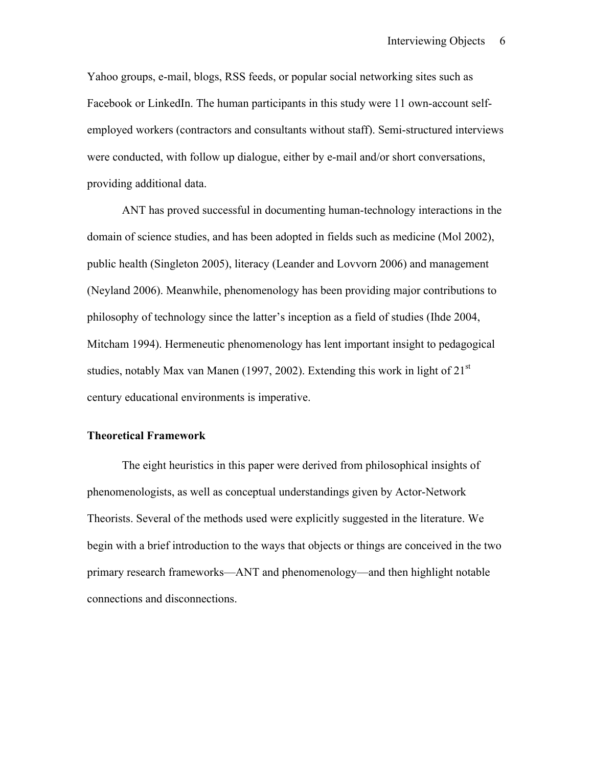Yahoo groups, e-mail, blogs, RSS feeds, or popular social networking sites such as Facebook or LinkedIn. The human participants in this study were 11 own-account self-employed workers (contractors and consultants without staff). Semi-structured interviews were conducted, with follow up dialogue, either by e-mail and/or short conversations, providing additional data.

ANT has proved successful in documenting human-technology interactions in the domain of science studies, and has been adopted in fields such as medicine (Mol 2002), public health (Singleton 2005), literacy (Leander and Lovvorn 2006) and management (Neyland 2006). Meanwhile, phenomenology has been providing major contributions to philosophy of technology since the latter's inception as a field of studies (Ihde 2004, Mitcham 1994). Hermeneutic phenomenology has lent important insight to pedagogical studies, notably Max van Manen (1997, 2002). Extending this work in light of 21st century educational environments is imperative.

## Theoretical Framework

The eight heuristics in this paper were derived from philosophical insights of phenomenologists, as well as conceptual understandings given by Actor-Network Theorists. Several of the methods used were explicitly suggested in the literature. We begin with a brief introduction to the ways that objects or things are conceived in the two primary research frameworks—ANT and phenomenology—and then highlight notable connections and disconnections.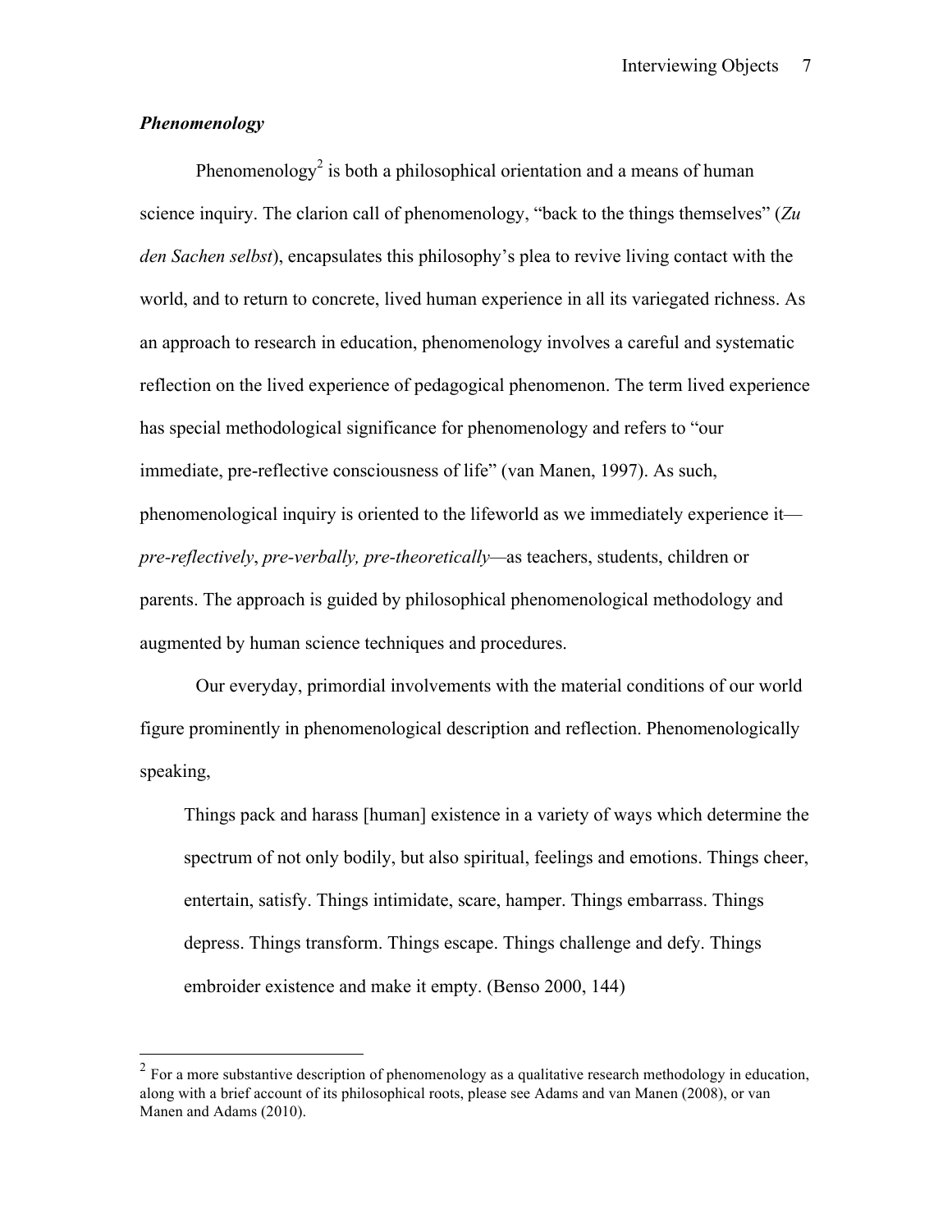### *Phenomenology*

Phenomenology[2] is both a philosophical orientation and a means of human science inquiry. The clarion call of phenomenology, "back to the things themselves" (*Zu den Sachen selbst*), encapsulates this philosophy's plea to revive living contact with the world, and to return to concrete, lived human experience in all its variegated richness. As an approach to research in education, phenomenology involves a careful and systematic reflection on the lived experience of pedagogical phenomenon. The term lived experience has special methodological significance for phenomenology and refers to "our immediate, pre-reflective consciousness of life" (van Manen, 1997). As such, phenomenological inquiry is oriented to the lifeworld as we immediately experience it—*pre-reflectively*, *pre-verbally, pre-theoretically*—as teachers, students, children or parents. The approach is guided by philosophical phenomenological methodology and augmented by human science techniques and procedures.

Our everyday, primordial involvements with the material conditions of our world figure prominently in phenomenological description and reflection. Phenomenologically speaking,

> Things pack and harass [human] existence in a variety of ways which determine the spectrum of not only bodily, but also spiritual, feelings and emotions. Things cheer, entertain, satisfy. Things intimidate, scare, hamper. Things embarrass. Things depress. Things transform. Things escape. Things challenge and defy. Things embroider existence and make it empty. (Benso 2000, 144)

---

[2] For a more substantive description of phenomenology as a qualitative research methodology in education, along with a brief account of its philosophical roots, please see Adams and van Manen (2008), or van Manen and Adams (2010).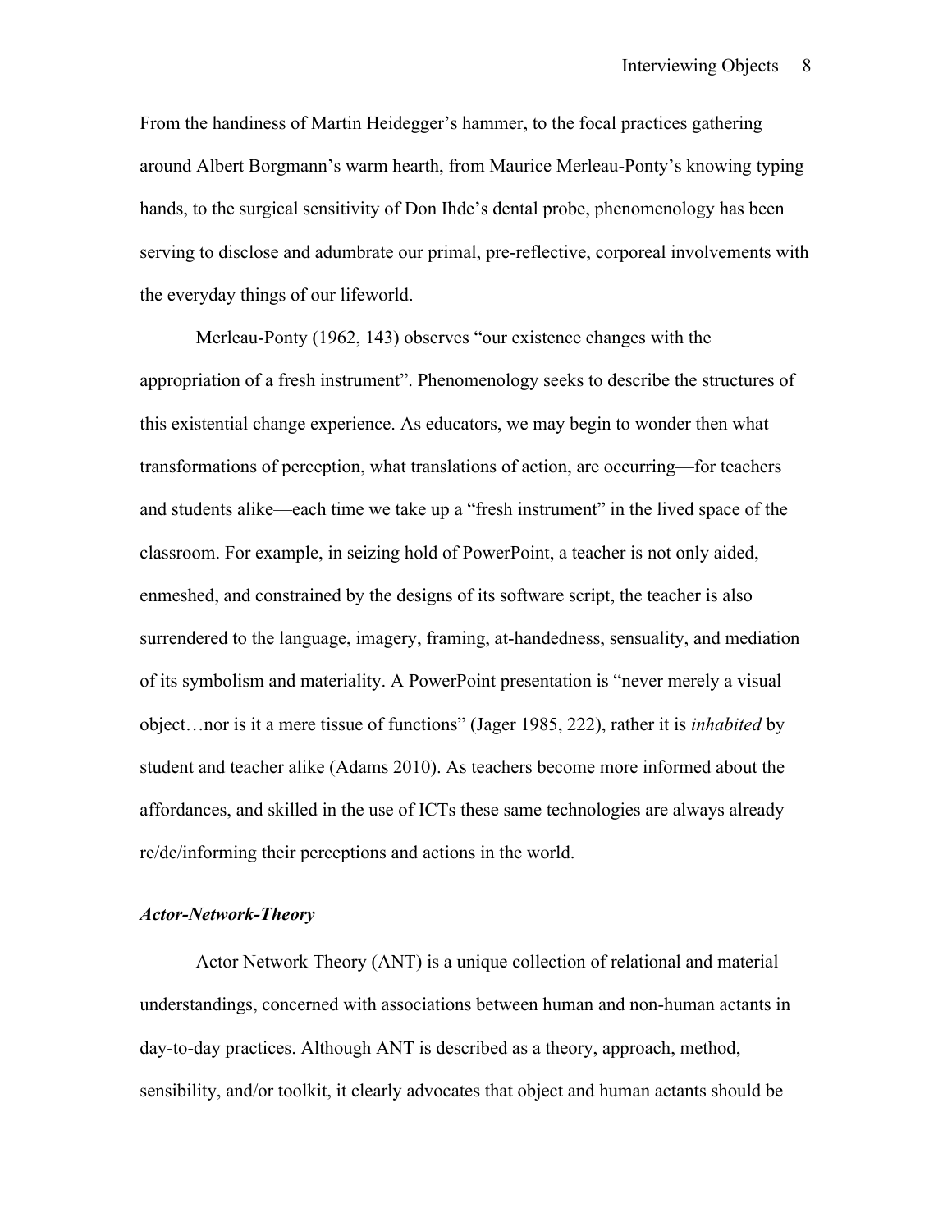From the handiness of Martin Heidegger's hammer, to the focal practices gathering around Albert Borgmann's warm hearth, from Maurice Merleau-Ponty's knowing typing hands, to the surgical sensitivity of Don Ihde's dental probe, phenomenology has been serving to disclose and adumbrate our primal, pre-reflective, corporeal involvements with the everyday things of our lifeworld.

Merleau-Ponty (1962, 143) observes "our existence changes with the appropriation of a fresh instrument". Phenomenology seeks to describe the structures of this existential change experience. As educators, we may begin to wonder then what transformations of perception, what translations of action, are occurring—for teachers and students alike—each time we take up a "fresh instrument" in the lived space of the classroom. For example, in seizing hold of PowerPoint, a teacher is not only aided, enmeshed, and constrained by the designs of its software script, the teacher is also surrendered to the language, imagery, framing, at-handedness, sensuality, and mediation of its symbolism and materiality. A PowerPoint presentation is "never merely a visual object…nor is it a mere tissue of functions" (Jager 1985, 222), rather it is *inhabited* by student and teacher alike (Adams 2010). As teachers become more informed about the affordances, and skilled in the use of ICTs these same technologies are always already re/de/informing their perceptions and actions in the world.

### ***Actor-Network-Theory***

Actor Network Theory (ANT) is a unique collection of relational and material understandings, concerned with associations between human and non-human actants in day-to-day practices. Although ANT is described as a theory, approach, method, sensibility, and/or toolkit, it clearly advocates that object and human actants should be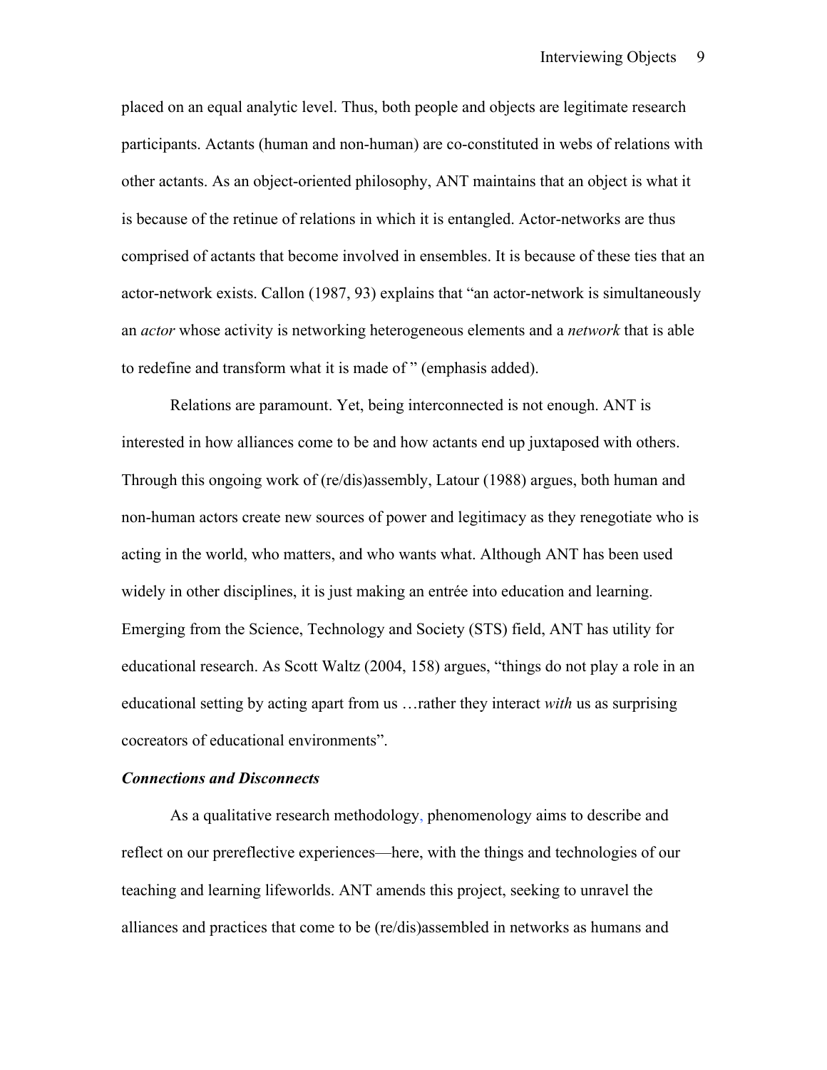placed on an equal analytic level. Thus, both people and objects are legitimate research participants. Actants (human and non-human) are co-constituted in webs of relations with other actants. As an object-oriented philosophy, ANT maintains that an object is what it is because of the retinue of relations in which it is entangled. Actor-networks are thus comprised of actants that become involved in ensembles. It is because of these ties that an actor-network exists. Callon (1987, 93) explains that "an actor-network is simultaneously an *actor* whose activity is networking heterogeneous elements and a *network* that is able to redefine and transform what it is made of " (emphasis added).

Relations are paramount. Yet, being interconnected is not enough. ANT is interested in how alliances come to be and how actants end up juxtaposed with others. Through this ongoing work of (re/dis)assembly, Latour (1988) argues, both human and non-human actors create new sources of power and legitimacy as they renegotiate who is acting in the world, who matters, and who wants what. Although ANT has been used widely in other disciplines, it is just making an entrée into education and learning. Emerging from the Science, Technology and Society (STS) field, ANT has utility for educational research. As Scott Waltz (2004, 158) argues, "things do not play a role in an educational setting by acting apart from us …rather they interact *with* us as surprising cocreators of educational environments".

### *Connections and Disconnects*

As a qualitative research methodology, phenomenology aims to describe and reflect on our prereflective experiences—here, with the things and technologies of our teaching and learning lifeworlds. ANT amends this project, seeking to unravel the alliances and practices that come to be (re/dis)assembled in networks as humans and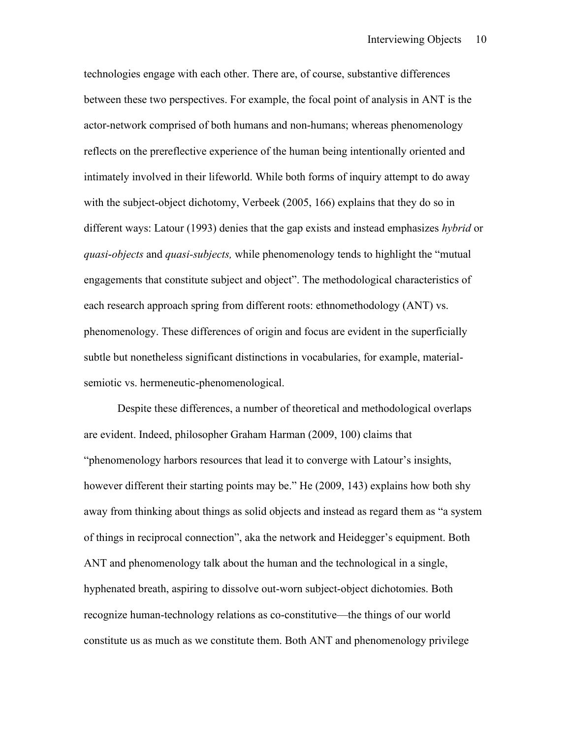technologies engage with each other. There are, of course, substantive differences between these two perspectives. For example, the focal point of analysis in ANT is the actor-network comprised of both humans and non-humans; whereas phenomenology reflects on the prereflective experience of the human being intentionally oriented and intimately involved in their lifeworld. While both forms of inquiry attempt to do away with the subject-object dichotomy, Verbeek (2005, 166) explains that they do so in different ways: Latour (1993) denies that the gap exists and instead emphasizes *hybrid* or *quasi-objects* and *quasi-subjects,* while phenomenology tends to highlight the "mutual engagements that constitute subject and object". The methodological characteristics of each research approach spring from different roots: ethnomethodology (ANT) vs. phenomenology. These differences of origin and focus are evident in the superficially subtle but nonetheless significant distinctions in vocabularies, for example, material-semiotic vs. hermeneutic-phenomenological.

Despite these differences, a number of theoretical and methodological overlaps are evident. Indeed, philosopher Graham Harman (2009, 100) claims that "phenomenology harbors resources that lead it to converge with Latour's insights, however different their starting points may be." He (2009, 143) explains how both shy away from thinking about things as solid objects and instead as regard them as "a system of things in reciprocal connection", aka the network and Heidegger's equipment. Both ANT and phenomenology talk about the human and the technological in a single, hyphenated breath, aspiring to dissolve out-worn subject-object dichotomies. Both recognize human-technology relations as co-constitutive—the things of our world constitute us as much as we constitute them. Both ANT and phenomenology privilege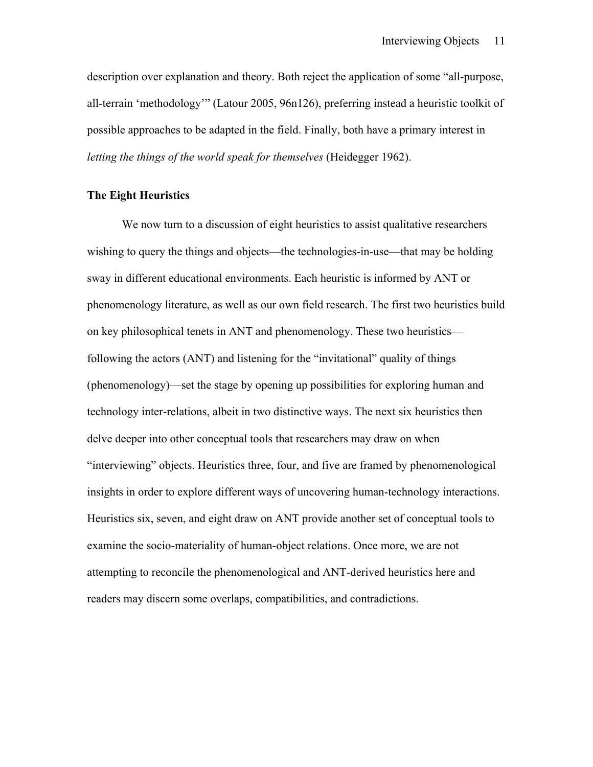description over explanation and theory. Both reject the application of some "all-purpose, all-terrain 'methodology'" (Latour 2005, 96n126), preferring instead a heuristic toolkit of possible approaches to be adapted in the field. Finally, both have a primary interest in *letting the things of the world speak for themselves* (Heidegger 1962).

**The Eight Heuristics**

We now turn to a discussion of eight heuristics to assist qualitative researchers wishing to query the things and objects—the technologies-in-use—that may be holding sway in different educational environments. Each heuristic is informed by ANT or phenomenology literature, as well as our own field research. The first two heuristics build on key philosophical tenets in ANT and phenomenology. These two heuristics—following the actors (ANT) and listening for the "invitational" quality of things (phenomenology)—set the stage by opening up possibilities for exploring human and technology inter-relations, albeit in two distinctive ways. The next six heuristics then delve deeper into other conceptual tools that researchers may draw on when "interviewing" objects. Heuristics three, four, and five are framed by phenomenological insights in order to explore different ways of uncovering human-technology interactions. Heuristics six, seven, and eight draw on ANT provide another set of conceptual tools to examine the socio-materiality of human-object relations. Once more, we are not attempting to reconcile the phenomenological and ANT-derived heuristics here and readers may discern some overlaps, compatibilities, and contradictions.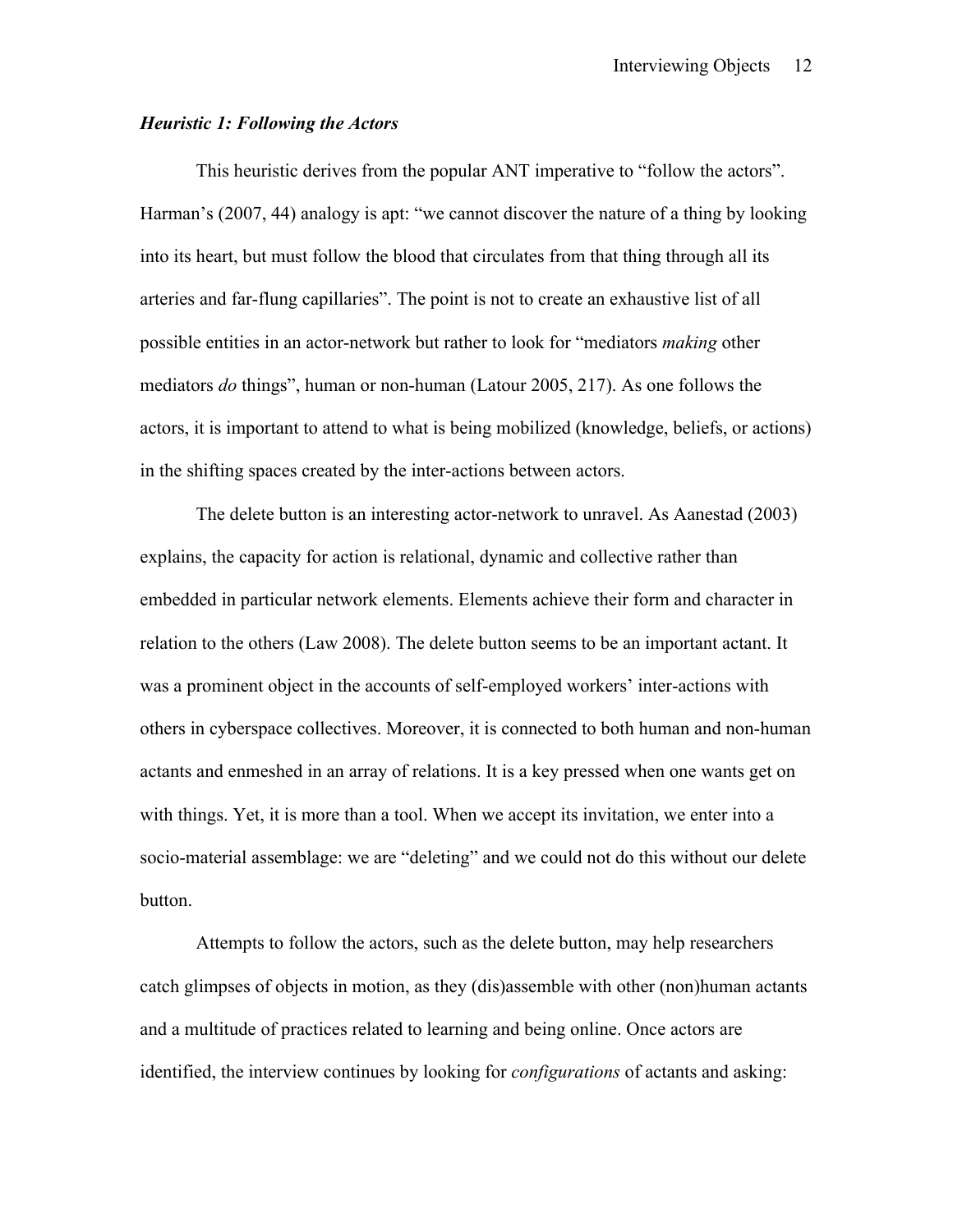### *Heuristic 1: Following the Actors*

This heuristic derives from the popular ANT imperative to "follow the actors". Harman's (2007, 44) analogy is apt: "we cannot discover the nature of a thing by looking into its heart, but must follow the blood that circulates from that thing through all its arteries and far-flung capillaries". The point is not to create an exhaustive list of all possible entities in an actor-network but rather to look for "mediators *making* other mediators *do* things", human or non-human (Latour 2005, 217). As one follows the actors, it is important to attend to what is being mobilized (knowledge, beliefs, or actions) in the shifting spaces created by the inter-actions between actors.

The delete button is an interesting actor-network to unravel. As Aanestad (2003) explains, the capacity for action is relational, dynamic and collective rather than embedded in particular network elements. Elements achieve their form and character in relation to the others (Law 2008). The delete button seems to be an important actant. It was a prominent object in the accounts of self-employed workers' inter-actions with others in cyberspace collectives. Moreover, it is connected to both human and non-human actants and enmeshed in an array of relations. It is a key pressed when one wants get on with things. Yet, it is more than a tool. When we accept its invitation, we enter into a socio-material assemblage: we are "deleting" and we could not do this without our delete button.

Attempts to follow the actors, such as the delete button, may help researchers catch glimpses of objects in motion, as they (dis)assemble with other (non)human actants and a multitude of practices related to learning and being online. Once actors are identified, the interview continues by looking for *configurations* of actants and asking: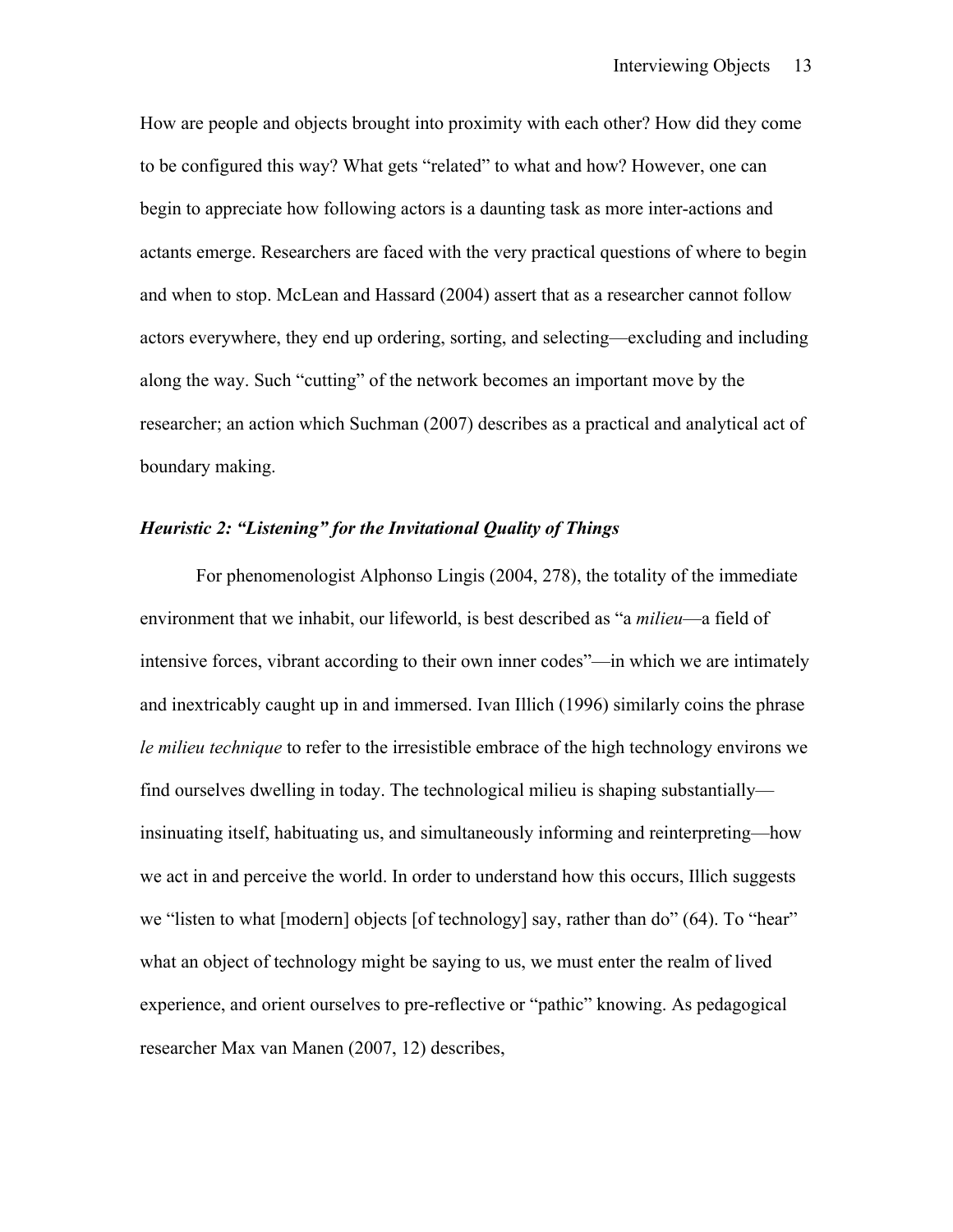How are people and objects brought into proximity with each other? How did they come to be configured this way? What gets "related" to what and how? However, one can begin to appreciate how following actors is a daunting task as more inter-actions and actants emerge. Researchers are faced with the very practical questions of where to begin and when to stop. McLean and Hassard (2004) assert that as a researcher cannot follow actors everywhere, they end up ordering, sorting, and selecting—excluding and including along the way. Such "cutting" of the network becomes an important move by the researcher; an action which Suchman (2007) describes as a practical and analytical act of boundary making.

### *Heuristic 2: "Listening" for the Invitational Quality of Things*

For phenomenologist Alphonso Lingis (2004, 278), the totality of the immediate environment that we inhabit, our lifeworld, is best described as "a *milieu*—a field of intensive forces, vibrant according to their own inner codes"—in which we are intimately and inextricably caught up in and immersed. Ivan Illich (1996) similarly coins the phrase *le milieu technique* to refer to the irresistible embrace of the high technology environs we find ourselves dwelling in today. The technological milieu is shaping substantially—insinuating itself, habituating us, and simultaneously informing and reinterpreting—how we act in and perceive the world. In order to understand how this occurs, Illich suggests we "listen to what [modern] objects [of technology] say, rather than do" (64). To "hear" what an object of technology might be saying to us, we must enter the realm of lived experience, and orient ourselves to pre-reflective or "pathic" knowing. As pedagogical researcher Max van Manen (2007, 12) describes,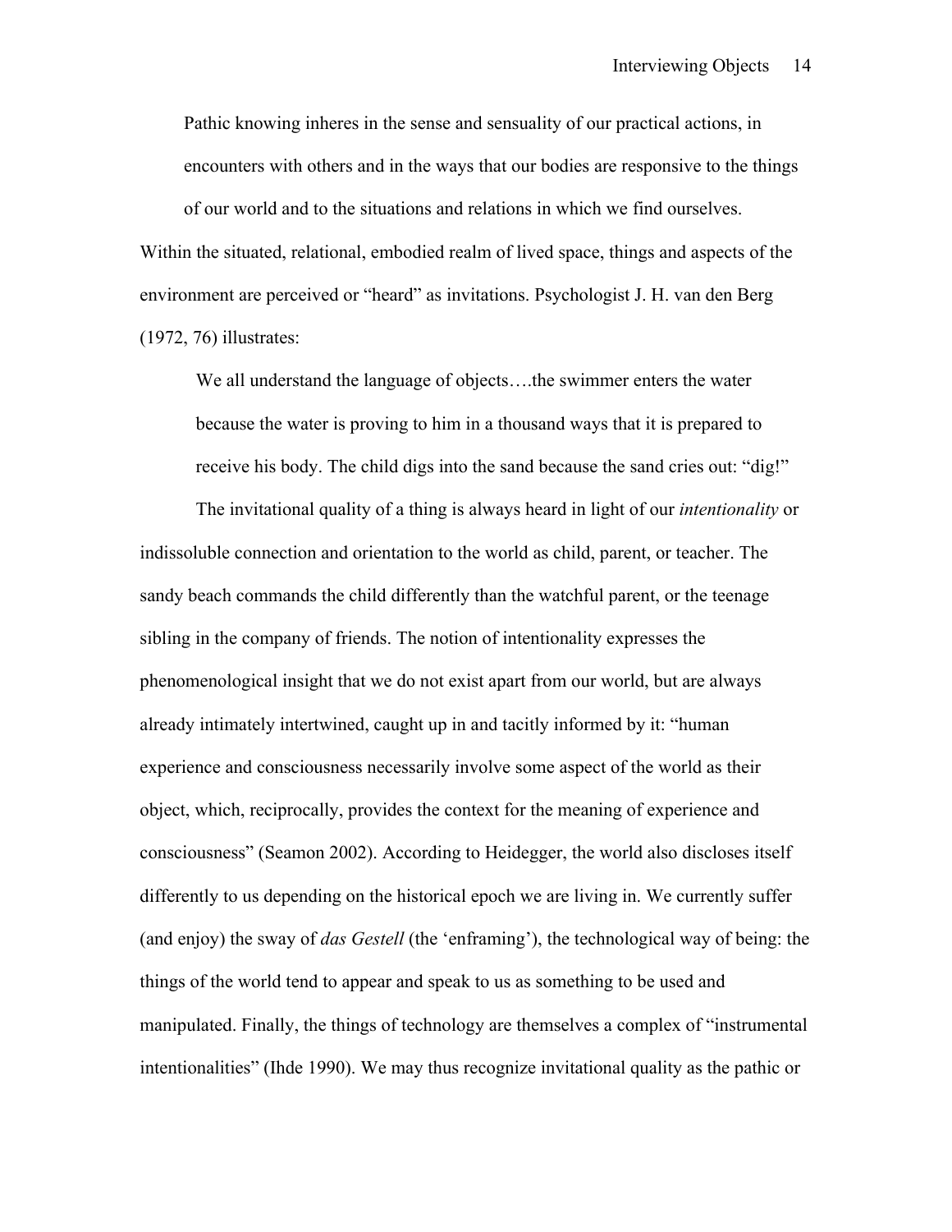> Pathic knowing inheres in the sense and sensuality of our practical actions, in encounters with others and in the ways that our bodies are responsive to the things of our world and to the situations and relations in which we find ourselves.

Within the situated, relational, embodied realm of lived space, things and aspects of the environment are perceived or "heard" as invitations. Psychologist J. H. van den Berg (1972, 76) illustrates:

> We all understand the language of objects….the swimmer enters the water because the water is proving to him in a thousand ways that it is prepared to receive his body. The child digs into the sand because the sand cries out: "dig!"

The invitational quality of a thing is always heard in light of our *intentionality* or indissoluble connection and orientation to the world as child, parent, or teacher. The sandy beach commands the child differently than the watchful parent, or the teenage sibling in the company of friends. The notion of intentionality expresses the phenomenological insight that we do not exist apart from our world, but are always already intimately intertwined, caught up in and tacitly informed by it: "human experience and consciousness necessarily involve some aspect of the world as their object, which, reciprocally, provides the context for the meaning of experience and consciousness" (Seamon 2002). According to Heidegger, the world also discloses itself differently to us depending on the historical epoch we are living in. We currently suffer (and enjoy) the sway of *das Gestell* (the 'enframing'), the technological way of being: the things of the world tend to appear and speak to us as something to be used and manipulated. Finally, the things of technology are themselves a complex of "instrumental intentionalities" (Ihde 1990). We may thus recognize invitational quality as the pathic or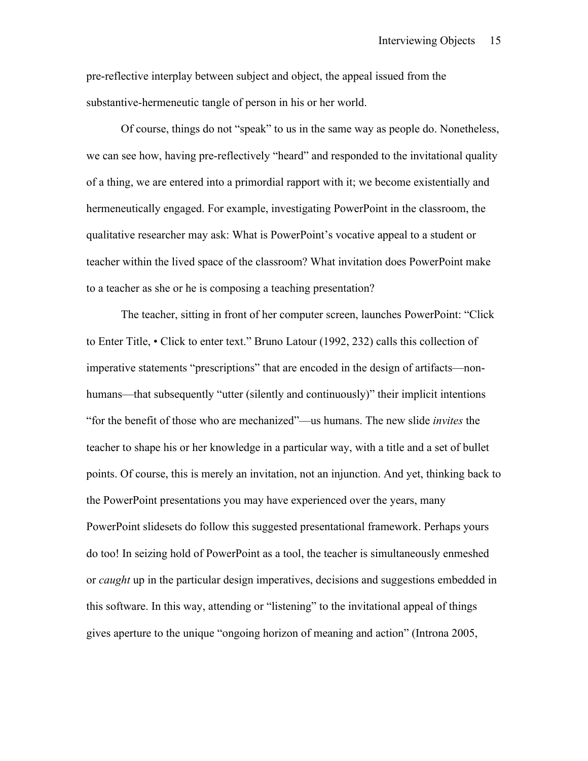pre-reflective interplay between subject and object, the appeal issued from the substantive-hermeneutic tangle of person in his or her world.

Of course, things do not "speak" to us in the same way as people do. Nonetheless, we can see how, having pre-reflectively "heard" and responded to the invitational quality of a thing, we are entered into a primordial rapport with it; we become existentially and hermeneutically engaged. For example, investigating PowerPoint in the classroom, the qualitative researcher may ask: What is PowerPoint's vocative appeal to a student or teacher within the lived space of the classroom? What invitation does PowerPoint make to a teacher as she or he is composing a teaching presentation?

The teacher, sitting in front of her computer screen, launches PowerPoint: "Click to Enter Title, • Click to enter text." Bruno Latour (1992, 232) calls this collection of imperative statements "prescriptions" that are encoded in the design of artifacts—non-humans—that subsequently "utter (silently and continuously)" their implicit intentions "for the benefit of those who are mechanized"—us humans. The new slide *invites* the teacher to shape his or her knowledge in a particular way, with a title and a set of bullet points. Of course, this is merely an invitation, not an injunction. And yet, thinking back to the PowerPoint presentations you may have experienced over the years, many PowerPoint slidesets do follow this suggested presentational framework. Perhaps yours do too! In seizing hold of PowerPoint as a tool, the teacher is simultaneously enmeshed or *caught* up in the particular design imperatives, decisions and suggestions embedded in this software. In this way, attending or "listening" to the invitational appeal of things gives aperture to the unique "ongoing horizon of meaning and action" (Introna 2005,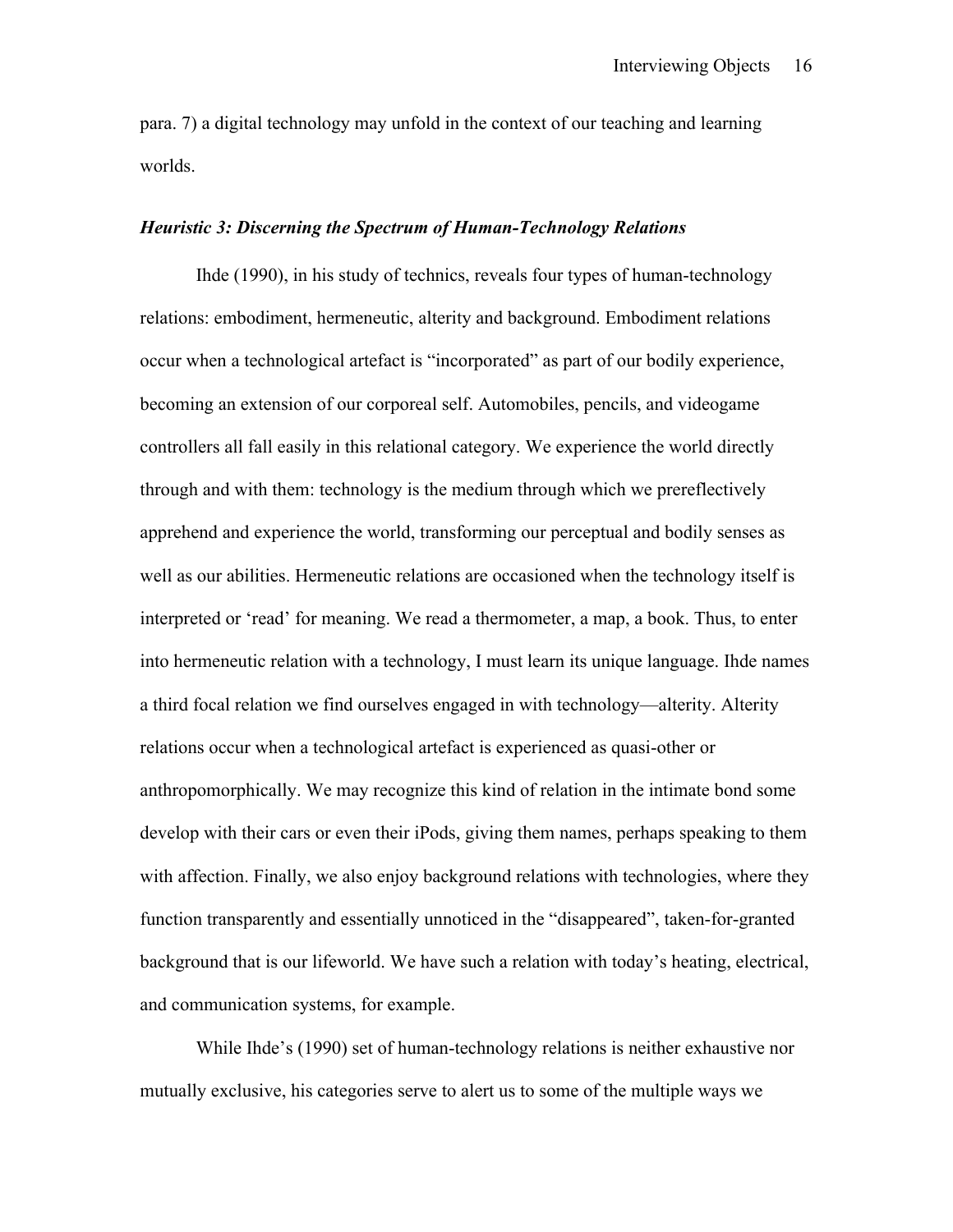para. 7) a digital technology may unfold in the context of our teaching and learning worlds.

### *Heuristic 3: Discerning the Spectrum of Human-Technology Relations*

Ihde (1990), in his study of technics, reveals four types of human-technology relations: embodiment, hermeneutic, alterity and background. Embodiment relations occur when a technological artefact is "incorporated" as part of our bodily experience, becoming an extension of our corporeal self. Automobiles, pencils, and videogame controllers all fall easily in this relational category. We experience the world directly through and with them: technology is the medium through which we prereflectively apprehend and experience the world, transforming our perceptual and bodily senses as well as our abilities. Hermeneutic relations are occasioned when the technology itself is interpreted or 'read' for meaning. We read a thermometer, a map, a book. Thus, to enter into hermeneutic relation with a technology, I must learn its unique language. Ihde names a third focal relation we find ourselves engaged in with technology—alterity. Alterity relations occur when a technological artefact is experienced as quasi-other or anthropomorphically. We may recognize this kind of relation in the intimate bond some develop with their cars or even their iPods, giving them names, perhaps speaking to them with affection. Finally, we also enjoy background relations with technologies, where they function transparently and essentially unnoticed in the "disappeared", taken-for-granted background that is our lifeworld. We have such a relation with today's heating, electrical, and communication systems, for example.

While Ihde's (1990) set of human-technology relations is neither exhaustive nor mutually exclusive, his categories serve to alert us to some of the multiple ways we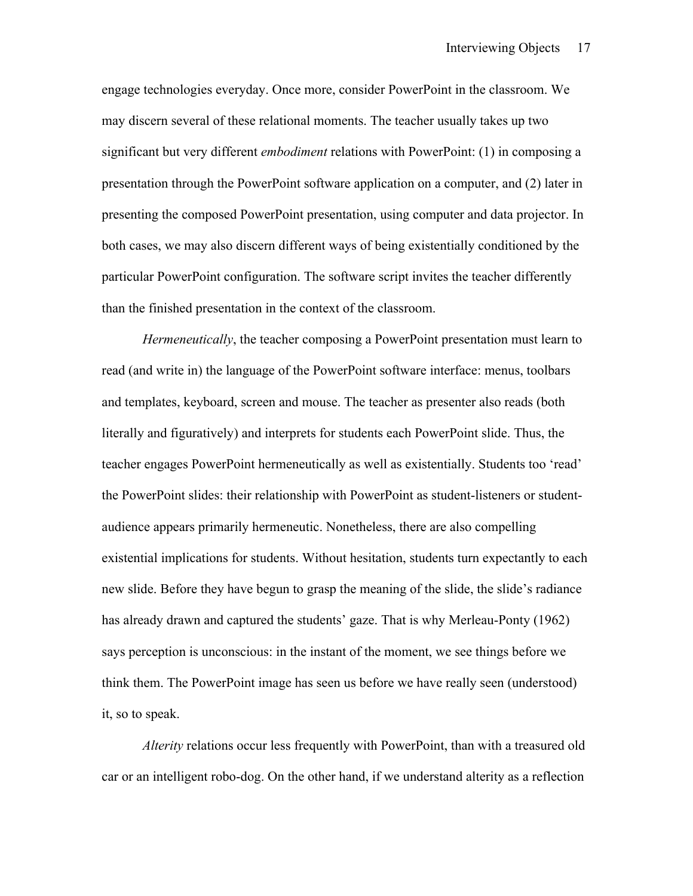engage technologies everyday. Once more, consider PowerPoint in the classroom. We may discern several of these relational moments. The teacher usually takes up two significant but very different *embodiment* relations with PowerPoint: (1) in composing a presentation through the PowerPoint software application on a computer, and (2) later in presenting the composed PowerPoint presentation, using computer and data projector. In both cases, we may also discern different ways of being existentially conditioned by the particular PowerPoint configuration. The software script invites the teacher differently than the finished presentation in the context of the classroom.

*Hermeneutically*, the teacher composing a PowerPoint presentation must learn to read (and write in) the language of the PowerPoint software interface: menus, toolbars and templates, keyboard, screen and mouse. The teacher as presenter also reads (both literally and figuratively) and interprets for students each PowerPoint slide. Thus, the teacher engages PowerPoint hermeneutically as well as existentially. Students too 'read' the PowerPoint slides: their relationship with PowerPoint as student-listeners or student-audience appears primarily hermeneutic. Nonetheless, there are also compelling existential implications for students. Without hesitation, students turn expectantly to each new slide. Before they have begun to grasp the meaning of the slide, the slide's radiance has already drawn and captured the students' gaze. That is why Merleau-Ponty (1962) says perception is unconscious: in the instant of the moment, we see things before we think them. The PowerPoint image has seen us before we have really seen (understood) it, so to speak.

*Alterity* relations occur less frequently with PowerPoint, than with a treasured old car or an intelligent robo-dog. On the other hand, if we understand alterity as a reflection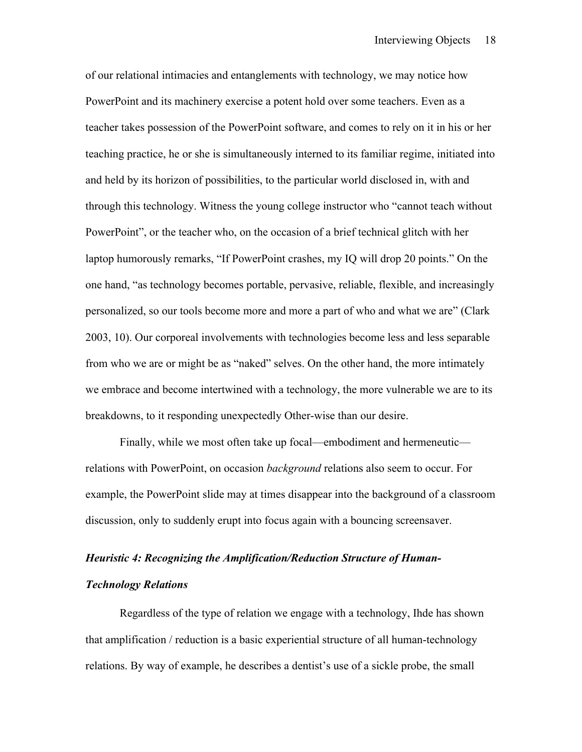of our relational intimacies and entanglements with technology, we may notice how PowerPoint and its machinery exercise a potent hold over some teachers. Even as a teacher takes possession of the PowerPoint software, and comes to rely on it in his or her teaching practice, he or she is simultaneously interned to its familiar regime, initiated into and held by its horizon of possibilities, to the particular world disclosed in, with and through this technology. Witness the young college instructor who "cannot teach without PowerPoint", or the teacher who, on the occasion of a brief technical glitch with her laptop humorously remarks, "If PowerPoint crashes, my IQ will drop 20 points." On the one hand, "as technology becomes portable, pervasive, reliable, flexible, and increasingly personalized, so our tools become more and more a part of who and what we are" (Clark 2003, 10). Our corporeal involvements with technologies become less and less separable from who we are or might be as "naked" selves. On the other hand, the more intimately we embrace and become intertwined with a technology, the more vulnerable we are to its breakdowns, to it responding unexpectedly Other-wise than our desire.

Finally, while we most often take up focal—embodiment and hermeneutic—relations with PowerPoint, on occasion *background* relations also seem to occur. For example, the PowerPoint slide may at times disappear into the background of a classroom discussion, only to suddenly erupt into focus again with a bouncing screensaver.

### ***Heuristic 4: Recognizing the Amplification/Reduction Structure of Human-Technology Relations***

Regardless of the type of relation we engage with a technology, Ihde has shown that amplification / reduction is a basic experiential structure of all human-technology relations. By way of example, he describes a dentist's use of a sickle probe, the small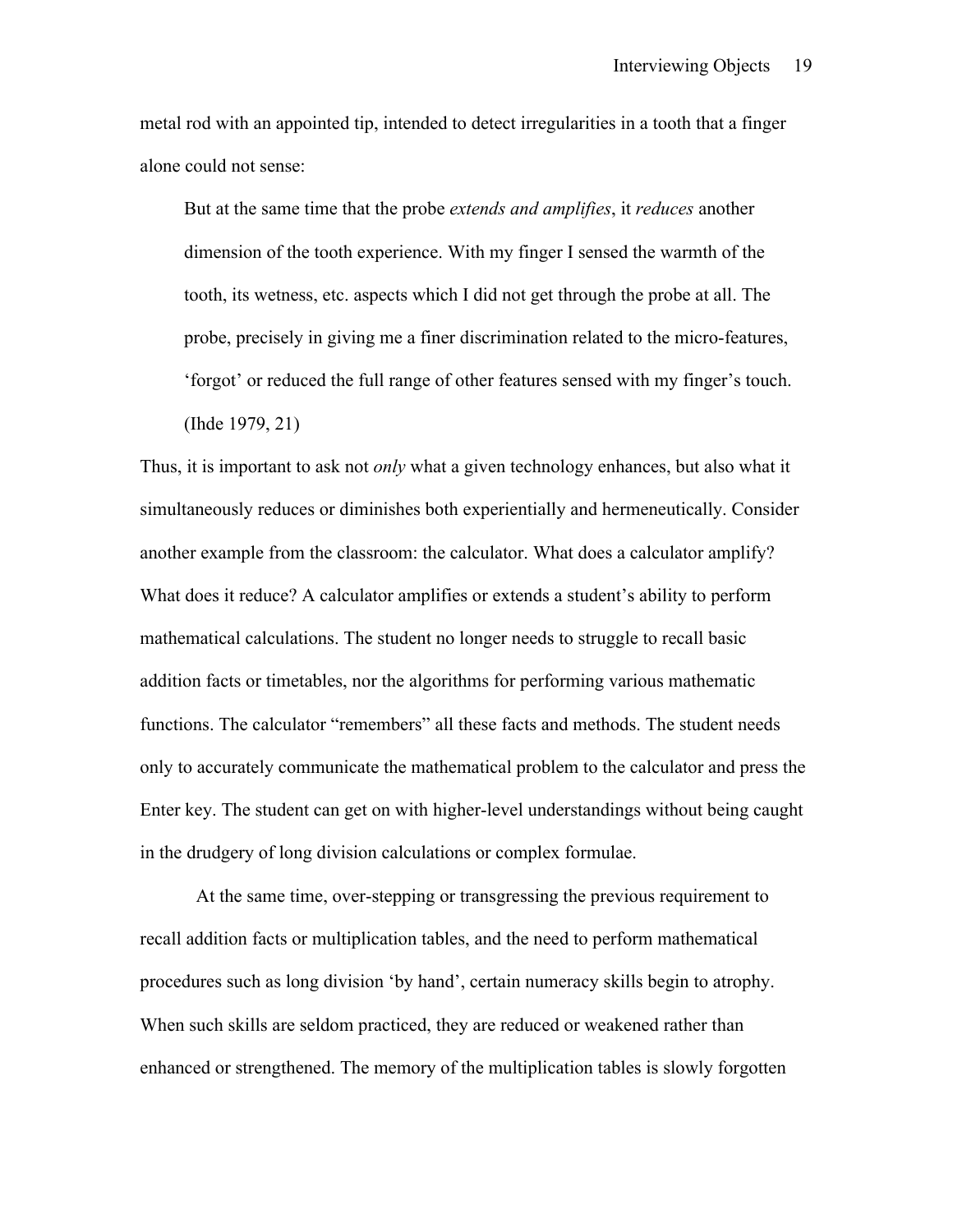metal rod with an appointed tip, intended to detect irregularities in a tooth that a finger alone could not sense:

> But at the same time that the probe *extends and amplifies*, it *reduces* another dimension of the tooth experience. With my finger I sensed the warmth of the tooth, its wetness, etc. aspects which I did not get through the probe at all. The probe, precisely in giving me a finer discrimination related to the micro-features, 'forgot' or reduced the full range of other features sensed with my finger's touch. (Ihde 1979, 21)

Thus, it is important to ask not *only* what a given technology enhances, but also what it simultaneously reduces or diminishes both experientially and hermeneutically. Consider another example from the classroom: the calculator. What does a calculator amplify? What does it reduce? A calculator amplifies or extends a student's ability to perform mathematical calculations. The student no longer needs to struggle to recall basic addition facts or timetables, nor the algorithms for performing various mathematic functions. The calculator "remembers" all these facts and methods. The student needs only to accurately communicate the mathematical problem to the calculator and press the Enter key. The student can get on with higher-level understandings without being caught in the drudgery of long division calculations or complex formulae.

At the same time, over-stepping or transgressing the previous requirement to recall addition facts or multiplication tables, and the need to perform mathematical procedures such as long division 'by hand', certain numeracy skills begin to atrophy. When such skills are seldom practiced, they are reduced or weakened rather than enhanced or strengthened. The memory of the multiplication tables is slowly forgotten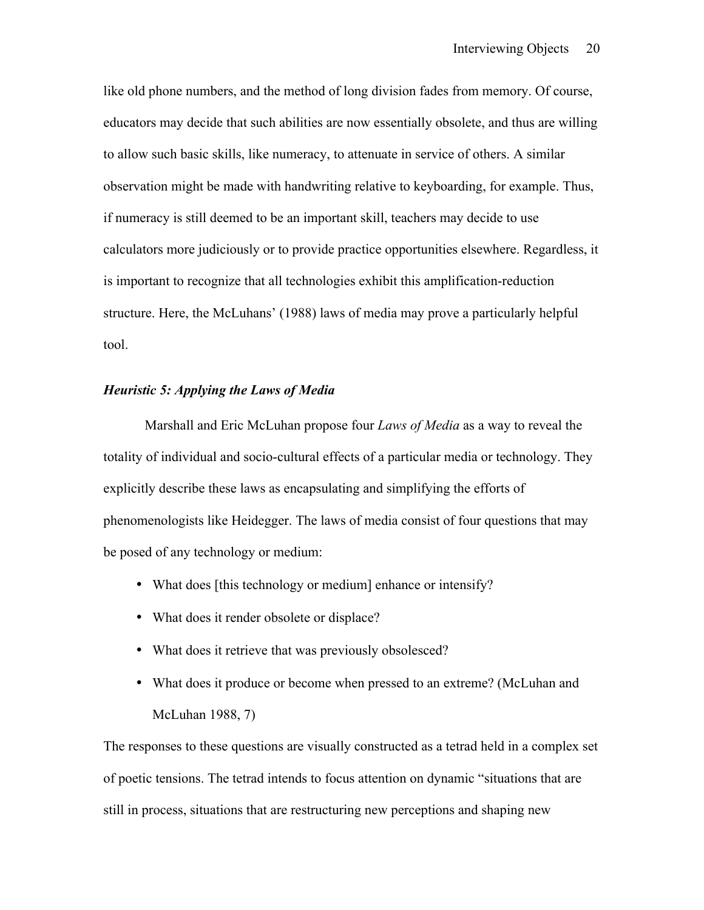like old phone numbers, and the method of long division fades from memory. Of course, educators may decide that such abilities are now essentially obsolete, and thus are willing to allow such basic skills, like numeracy, to attenuate in service of others. A similar observation might be made with handwriting relative to keyboarding, for example. Thus, if numeracy is still deemed to be an important skill, teachers may decide to use calculators more judiciously or to provide practice opportunities elsewhere. Regardless, it is important to recognize that all technologies exhibit this amplification-reduction structure. Here, the McLuhans' (1988) laws of media may prove a particularly helpful tool.

### *Heuristic 5: Applying the Laws of Media*

Marshall and Eric McLuhan propose four *Laws of Media* as a way to reveal the totality of individual and socio-cultural effects of a particular media or technology. They explicitly describe these laws as encapsulating and simplifying the efforts of phenomenologists like Heidegger. The laws of media consist of four questions that may be posed of any technology or medium:

- What does [this technology or medium] enhance or intensify?
- What does it render obsolete or displace?
- What does it retrieve that was previously obsolesced?
- What does it produce or become when pressed to an extreme? (McLuhan and McLuhan 1988, 7)

The responses to these questions are visually constructed as a tetrad held in a complex set of poetic tensions. The tetrad intends to focus attention on dynamic "situations that are still in process, situations that are restructuring new perceptions and shaping new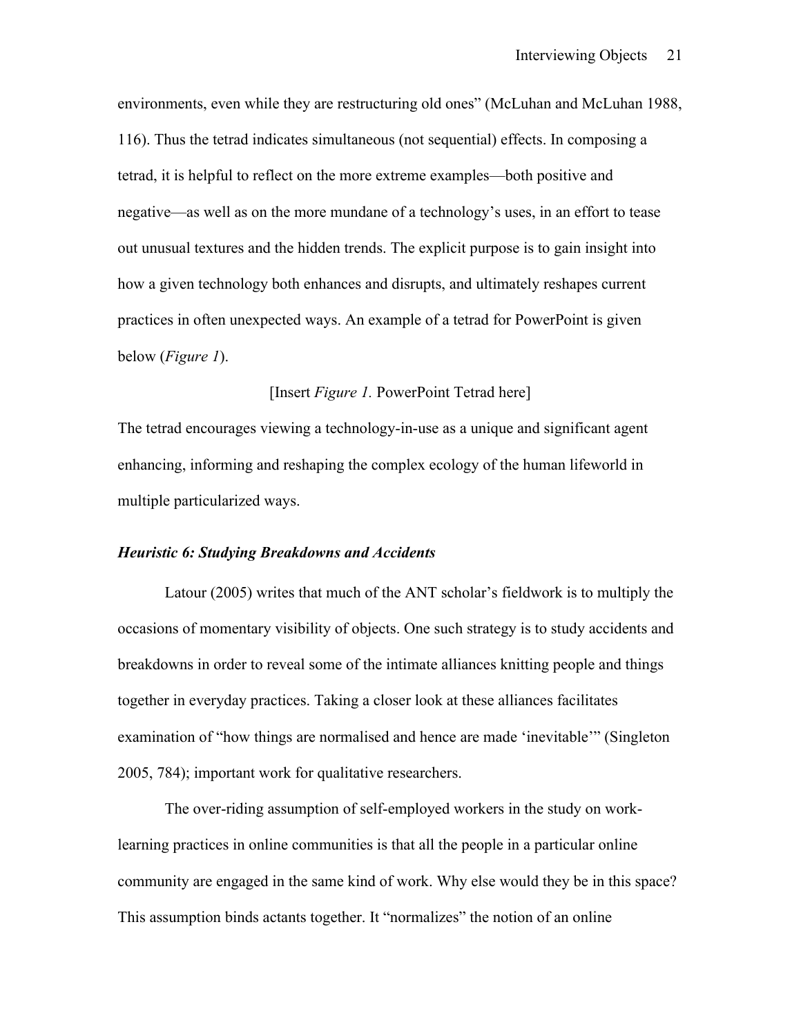environments, even while they are restructuring old ones" (McLuhan and McLuhan 1988, 116). Thus the tetrad indicates simultaneous (not sequential) effects. In composing a tetrad, it is helpful to reflect on the more extreme examples—both positive and negative—as well as on the more mundane of a technology's uses, in an effort to tease out unusual textures and the hidden trends. The explicit purpose is to gain insight into how a given technology both enhances and disrupts, and ultimately reshapes current practices in often unexpected ways. An example of a tetrad for PowerPoint is given below (*Figure 1*).

[Insert *Figure 1.* PowerPoint Tetrad here]

The tetrad encourages viewing a technology-in-use as a unique and significant agent enhancing, informing and reshaping the complex ecology of the human lifeworld in multiple particularized ways.

### *Heuristic 6: Studying Breakdowns and Accidents*

Latour (2005) writes that much of the ANT scholar's fieldwork is to multiply the occasions of momentary visibility of objects. One such strategy is to study accidents and breakdowns in order to reveal some of the intimate alliances knitting people and things together in everyday practices. Taking a closer look at these alliances facilitates examination of "how things are normalised and hence are made 'inevitable'" (Singleton 2005, 784); important work for qualitative researchers.

The over-riding assumption of self-employed workers in the study on work-learning practices in online communities is that all the people in a particular online community are engaged in the same kind of work. Why else would they be in this space? This assumption binds actants together. It "normalizes" the notion of an online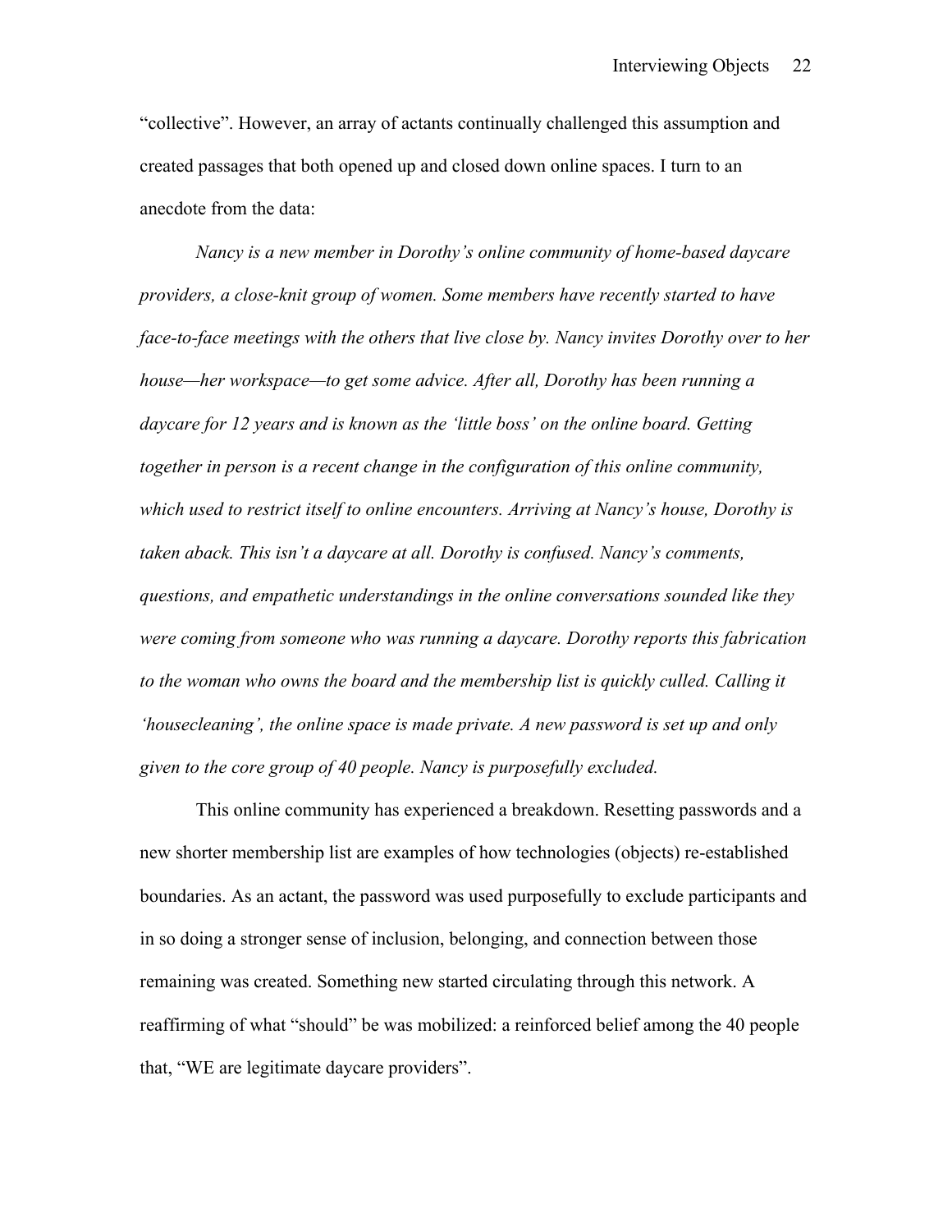"collective". However, an array of actants continually challenged this assumption and created passages that both opened up and closed down online spaces. I turn to an anecdote from the data:

*Nancy is a new member in Dorothy's online community of home-based daycare providers, a close-knit group of women. Some members have recently started to have face-to-face meetings with the others that live close by. Nancy invites Dorothy over to her house—her workspace—to get some advice. After all, Dorothy has been running a daycare for 12 years and is known as the 'little boss' on the online board. Getting together in person is a recent change in the configuration of this online community, which used to restrict itself to online encounters. Arriving at Nancy's house, Dorothy is taken aback. This isn't a daycare at all. Dorothy is confused. Nancy's comments, questions, and empathetic understandings in the online conversations sounded like they were coming from someone who was running a daycare. Dorothy reports this fabrication to the woman who owns the board and the membership list is quickly culled. Calling it 'housecleaning', the online space is made private. A new password is set up and only given to the core group of 40 people. Nancy is purposefully excluded.*

This online community has experienced a breakdown. Resetting passwords and a new shorter membership list are examples of how technologies (objects) re-established boundaries. As an actant, the password was used purposefully to exclude participants and in so doing a stronger sense of inclusion, belonging, and connection between those remaining was created. Something new started circulating through this network. A reaffirming of what "should" be was mobilized: a reinforced belief among the 40 people that, "WE are legitimate daycare providers".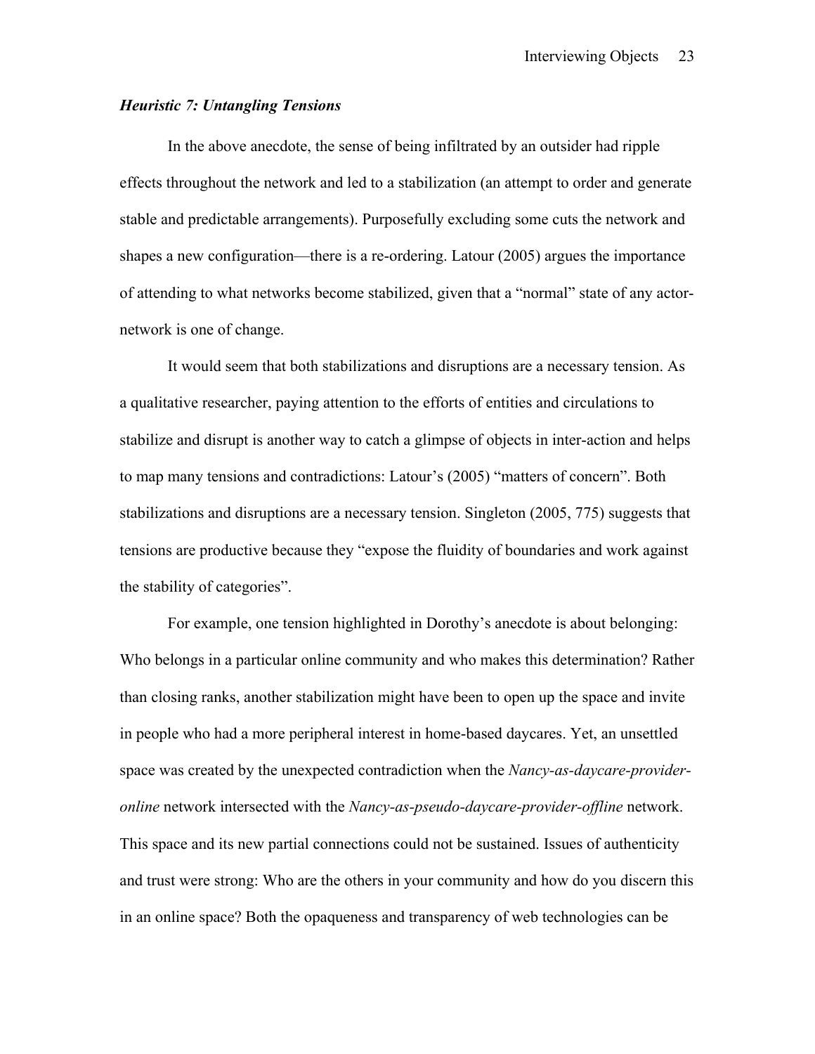### *Heuristic 7: Untangling Tensions*

In the above anecdote, the sense of being infiltrated by an outsider had ripple effects throughout the network and led to a stabilization (an attempt to order and generate stable and predictable arrangements). Purposefully excluding some cuts the network and shapes a new configuration—there is a re-ordering. Latour (2005) argues the importance of attending to what networks become stabilized, given that a "normal" state of any actor-network is one of change.

It would seem that both stabilizations and disruptions are a necessary tension. As a qualitative researcher, paying attention to the efforts of entities and circulations to stabilize and disrupt is another way to catch a glimpse of objects in inter-action and helps to map many tensions and contradictions: Latour's (2005) "matters of concern". Both stabilizations and disruptions are a necessary tension. Singleton (2005, 775) suggests that tensions are productive because they "expose the fluidity of boundaries and work against the stability of categories".

For example, one tension highlighted in Dorothy's anecdote is about belonging: Who belongs in a particular online community and who makes this determination? Rather than closing ranks, another stabilization might have been to open up the space and invite in people who had a more peripheral interest in home-based daycares. Yet, an unsettled space was created by the unexpected contradiction when the *Nancy-as-daycare-provider-online* network intersected with the *Nancy-as-pseudo-daycare-provider-offline* network. This space and its new partial connections could not be sustained. Issues of authenticity and trust were strong: Who are the others in your community and how do you discern this in an online space? Both the opaqueness and transparency of web technologies can be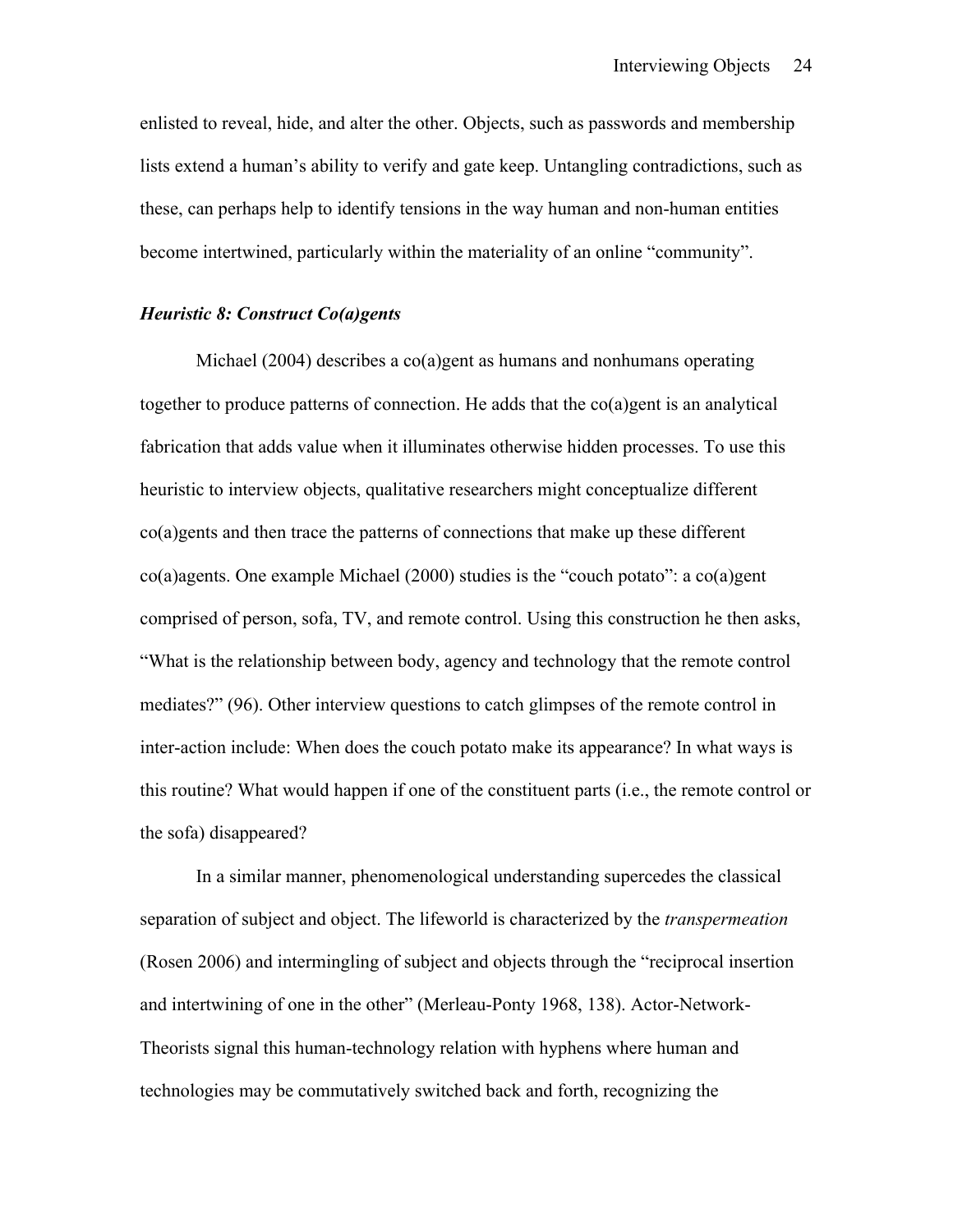enlisted to reveal, hide, and alter the other. Objects, such as passwords and membership lists extend a human's ability to verify and gate keep. Untangling contradictions, such as these, can perhaps help to identify tensions in the way human and non-human entities become intertwined, particularly within the materiality of an online "community".

### *Heuristic 8: Construct Co(a)gents*

Michael (2004) describes a co(a)gent as humans and nonhumans operating together to produce patterns of connection. He adds that the co(a)gent is an analytical fabrication that adds value when it illuminates otherwise hidden processes. To use this heuristic to interview objects, qualitative researchers might conceptualize different co(a)gents and then trace the patterns of connections that make up these different co(a)agents. One example Michael (2000) studies is the "couch potato": a co(a)gent comprised of person, sofa, TV, and remote control. Using this construction he then asks, "What is the relationship between body, agency and technology that the remote control mediates?" (96). Other interview questions to catch glimpses of the remote control in inter-action include: When does the couch potato make its appearance? In what ways is this routine? What would happen if one of the constituent parts (i.e., the remote control or the sofa) disappeared?

In a similar manner, phenomenological understanding supercedes the classical separation of subject and object. The lifeworld is characterized by the *transpermeation* (Rosen 2006) and intermingling of subject and objects through the "reciprocal insertion and intertwining of one in the other" (Merleau-Ponty 1968, 138). Actor-Network-Theorists signal this human-technology relation with hyphens where human and technologies may be commutatively switched back and forth, recognizing the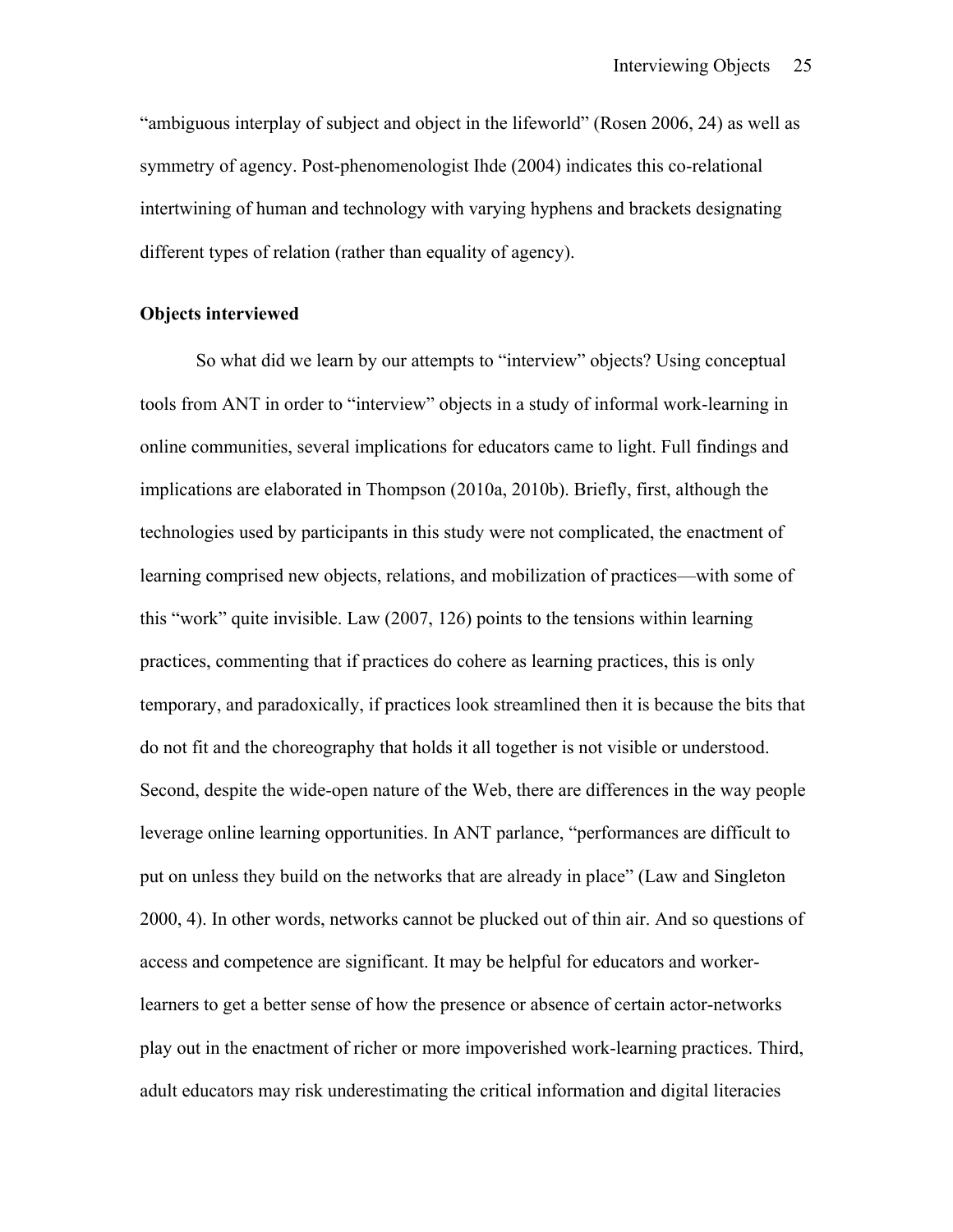"ambiguous interplay of subject and object in the lifeworld" (Rosen 2006, 24) as well as symmetry of agency. Post-phenomenologist Ihde (2004) indicates this co-relational intertwining of human and technology with varying hyphens and brackets designating different types of relation (rather than equality of agency).

**Objects interviewed**

So what did we learn by our attempts to "interview" objects? Using conceptual tools from ANT in order to "interview" objects in a study of informal work-learning in online communities, several implications for educators came to light. Full findings and implications are elaborated in Thompson (2010a, 2010b). Briefly, first, although the technologies used by participants in this study were not complicated, the enactment of learning comprised new objects, relations, and mobilization of practices—with some of this "work" quite invisible. Law (2007, 126) points to the tensions within learning practices, commenting that if practices do cohere as learning practices, this is only temporary, and paradoxically, if practices look streamlined then it is because the bits that do not fit and the choreography that holds it all together is not visible or understood. Second, despite the wide-open nature of the Web, there are differences in the way people leverage online learning opportunities. In ANT parlance, "performances are difficult to put on unless they build on the networks that are already in place" (Law and Singleton 2000, 4). In other words, networks cannot be plucked out of thin air. And so questions of access and competence are significant. It may be helpful for educators and worker-learners to get a better sense of how the presence or absence of certain actor-networks play out in the enactment of richer or more impoverished work-learning practices. Third, adult educators may risk underestimating the critical information and digital literacies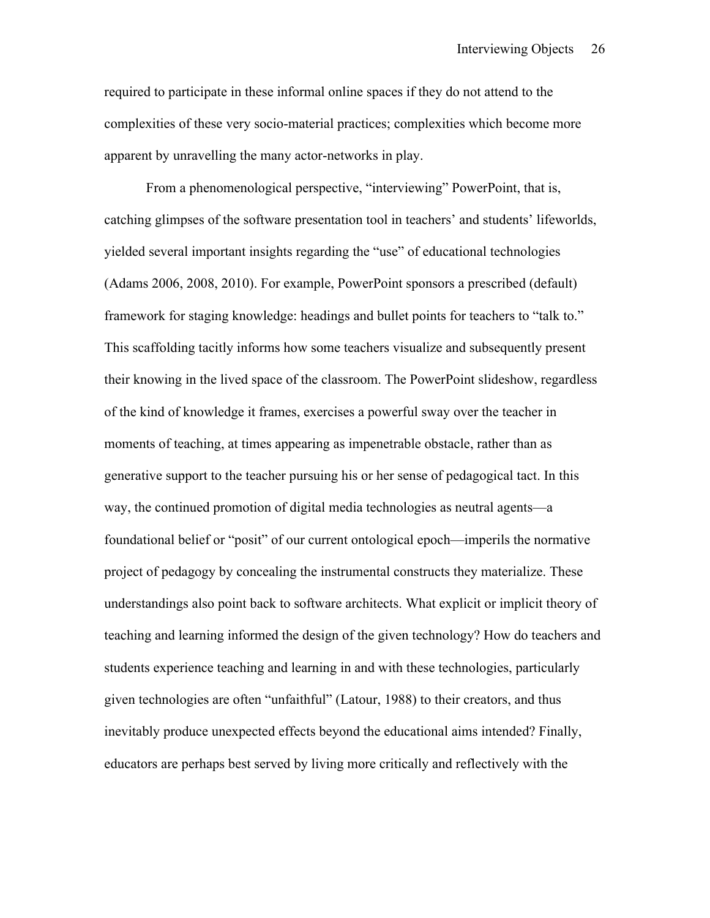required to participate in these informal online spaces if they do not attend to the complexities of these very socio-material practices; complexities which become more apparent by unravelling the many actor-networks in play.

From a phenomenological perspective, "interviewing" PowerPoint, that is, catching glimpses of the software presentation tool in teachers' and students' lifeworlds, yielded several important insights regarding the "use" of educational technologies (Adams 2006, 2008, 2010). For example, PowerPoint sponsors a prescribed (default) framework for staging knowledge: headings and bullet points for teachers to "talk to." This scaffolding tacitly informs how some teachers visualize and subsequently present their knowing in the lived space of the classroom. The PowerPoint slideshow, regardless of the kind of knowledge it frames, exercises a powerful sway over the teacher in moments of teaching, at times appearing as impenetrable obstacle, rather than as generative support to the teacher pursuing his or her sense of pedagogical tact. In this way, the continued promotion of digital media technologies as neutral agents—a foundational belief or "posit" of our current ontological epoch—imperils the normative project of pedagogy by concealing the instrumental constructs they materialize. These understandings also point back to software architects. What explicit or implicit theory of teaching and learning informed the design of the given technology? How do teachers and students experience teaching and learning in and with these technologies, particularly given technologies are often "unfaithful" (Latour, 1988) to their creators, and thus inevitably produce unexpected effects beyond the educational aims intended? Finally, educators are perhaps best served by living more critically and reflectively with the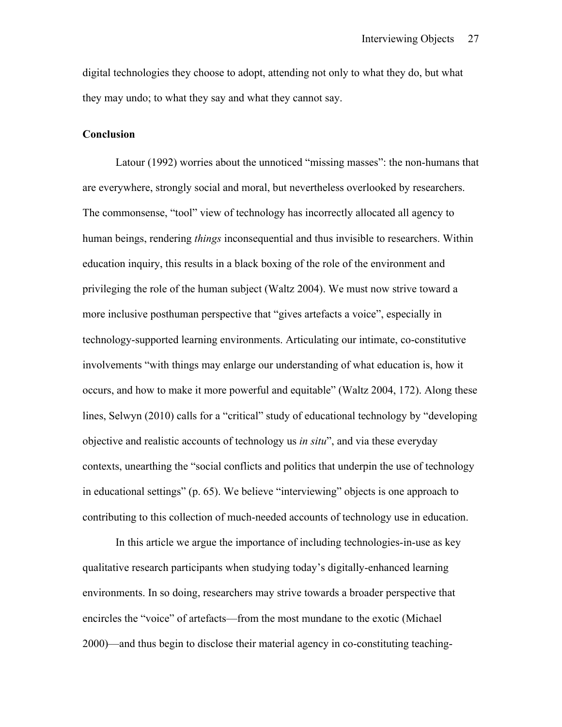digital technologies they choose to adopt, attending not only to what they do, but what they may undo; to what they say and what they cannot say.

## Conclusion

Latour (1992) worries about the unnoticed "missing masses": the non-humans that are everywhere, strongly social and moral, but nevertheless overlooked by researchers. The commonsense, "tool" view of technology has incorrectly allocated all agency to human beings, rendering *things* inconsequential and thus invisible to researchers. Within education inquiry, this results in a black boxing of the role of the environment and privileging the role of the human subject (Waltz 2004). We must now strive toward a more inclusive posthuman perspective that "gives artefacts a voice", especially in technology-supported learning environments. Articulating our intimate, co-constitutive involvements "with things may enlarge our understanding of what education is, how it occurs, and how to make it more powerful and equitable" (Waltz 2004, 172). Along these lines, Selwyn (2010) calls for a "critical" study of educational technology by "developing objective and realistic accounts of technology us *in situ*", and via these everyday contexts, unearthing the "social conflicts and politics that underpin the use of technology in educational settings" (p. 65). We believe "interviewing" objects is one approach to contributing to this collection of much-needed accounts of technology use in education.

In this article we argue the importance of including technologies-in-use as key qualitative research participants when studying today's digitally-enhanced learning environments. In so doing, researchers may strive towards a broader perspective that encircles the "voice" of artefacts—from the most mundane to the exotic (Michael 2000)—and thus begin to disclose their material agency in co-constituting teaching-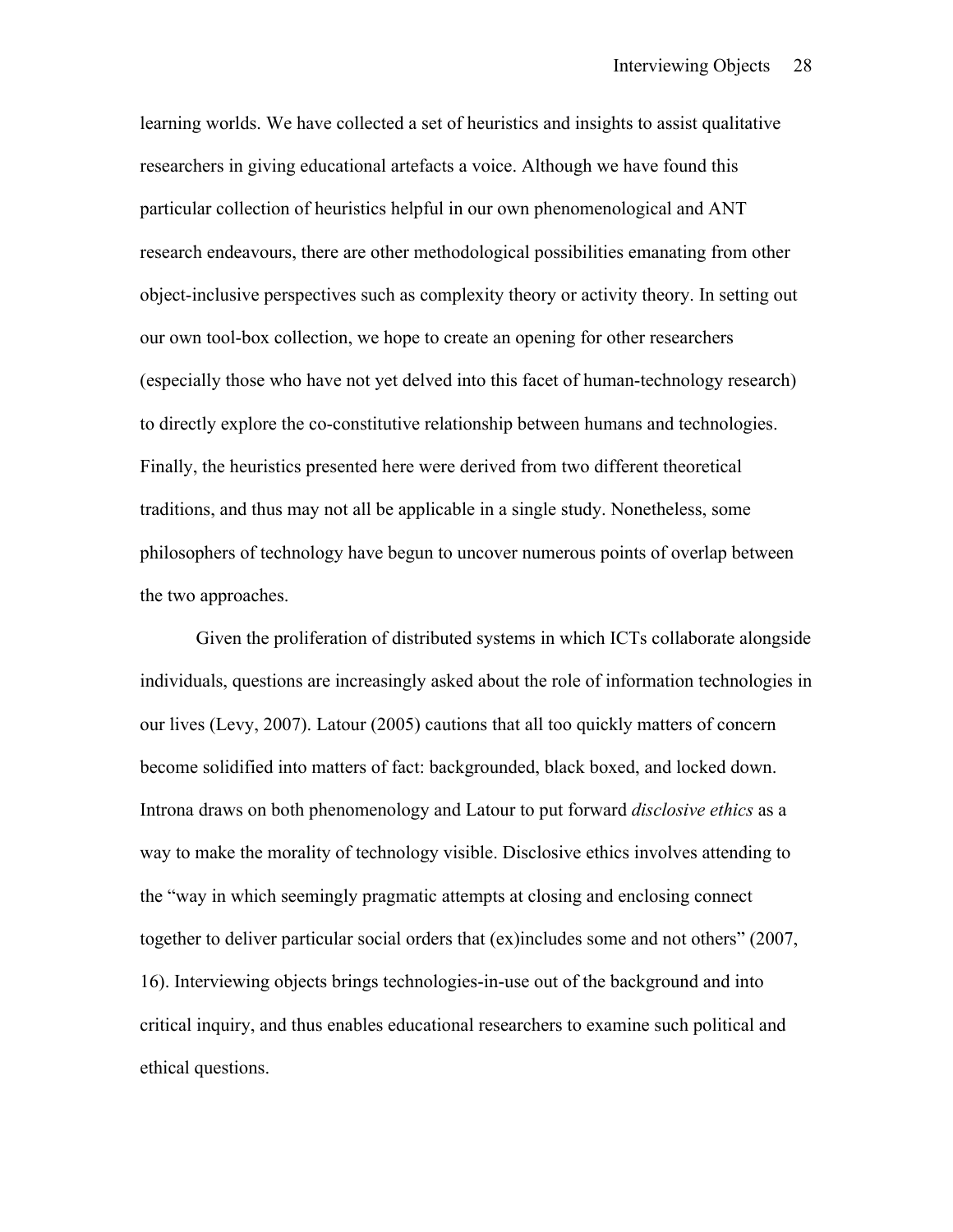learning worlds. We have collected a set of heuristics and insights to assist qualitative researchers in giving educational artefacts a voice. Although we have found this particular collection of heuristics helpful in our own phenomenological and ANT research endeavours, there are other methodological possibilities emanating from other object-inclusive perspectives such as complexity theory or activity theory. In setting out our own tool-box collection, we hope to create an opening for other researchers (especially those who have not yet delved into this facet of human-technology research) to directly explore the co-constitutive relationship between humans and technologies. Finally, the heuristics presented here were derived from two different theoretical traditions, and thus may not all be applicable in a single study. Nonetheless, some philosophers of technology have begun to uncover numerous points of overlap between the two approaches.

Given the proliferation of distributed systems in which ICTs collaborate alongside individuals, questions are increasingly asked about the role of information technologies in our lives (Levy, 2007). Latour (2005) cautions that all too quickly matters of concern become solidified into matters of fact: backgrounded, black boxed, and locked down. Introna draws on both phenomenology and Latour to put forward *disclosive ethics* as a way to make the morality of technology visible. Disclosive ethics involves attending to the "way in which seemingly pragmatic attempts at closing and enclosing connect together to deliver particular social orders that (ex)includes some and not others" (2007, 16). Interviewing objects brings technologies-in-use out of the background and into critical inquiry, and thus enables educational researchers to examine such political and ethical questions.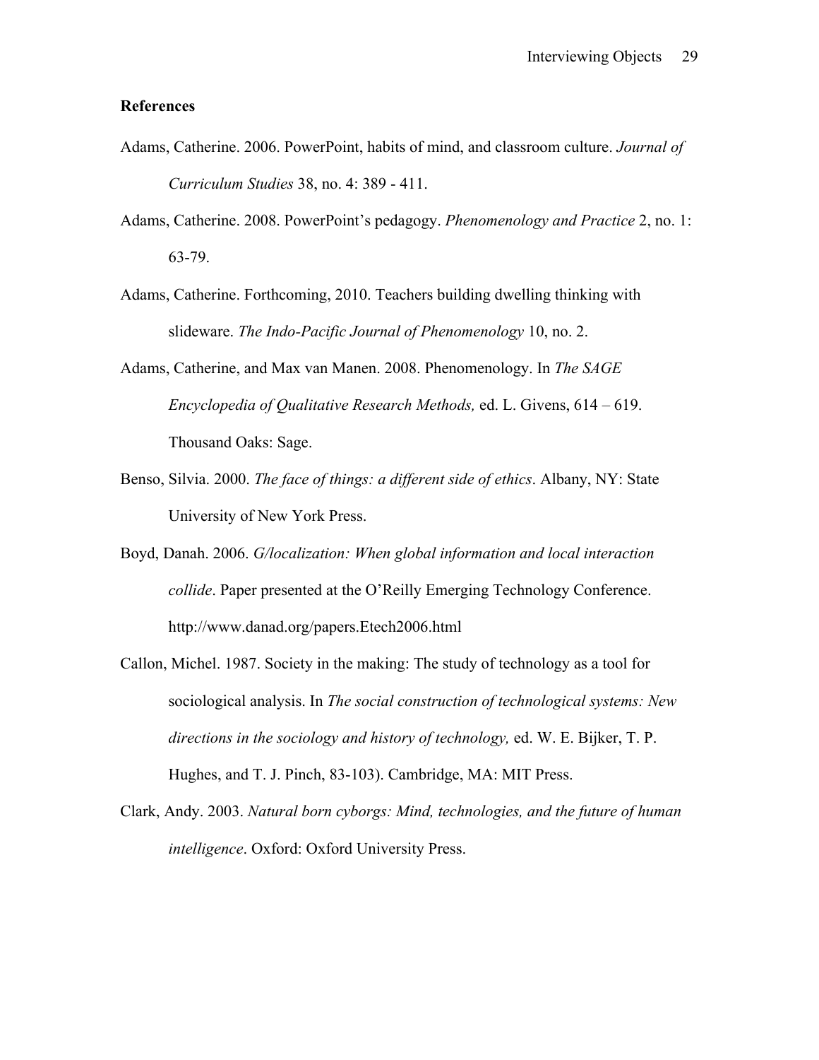## References

Adams, Catherine. 2006. PowerPoint, habits of mind, and classroom culture. *Journal of Curriculum Studies* 38, no. 4: 389 - 411.

Adams, Catherine. 2008. PowerPoint's pedagogy. *Phenomenology and Practice* 2, no. 1: 63-79.

Adams, Catherine. Forthcoming, 2010. Teachers building dwelling thinking with slideware. *The Indo-Pacific Journal of Phenomenology* 10, no. 2.

Adams, Catherine, and Max van Manen. 2008. Phenomenology. In *The SAGE Encyclopedia of Qualitative Research Methods,* ed. L. Givens, 614 – 619. Thousand Oaks: Sage.

Benso, Silvia. 2000. *The face of things: a different side of ethics*. Albany, NY: State University of New York Press.

Boyd, Danah. 2006. *G/localization: When global information and local interaction collide*. Paper presented at the O'Reilly Emerging Technology Conference. http://www.danad.org/papers.Etech2006.html

Callon, Michel. 1987. Society in the making: The study of technology as a tool for sociological analysis. In *The social construction of technological systems: New directions in the sociology and history of technology,* ed. W. E. Bijker, T. P. Hughes, and T. J. Pinch, 83-103). Cambridge, MA: MIT Press.

Clark, Andy. 2003. *Natural born cyborgs: Mind, technologies, and the future of human intelligence*. Oxford: Oxford University Press.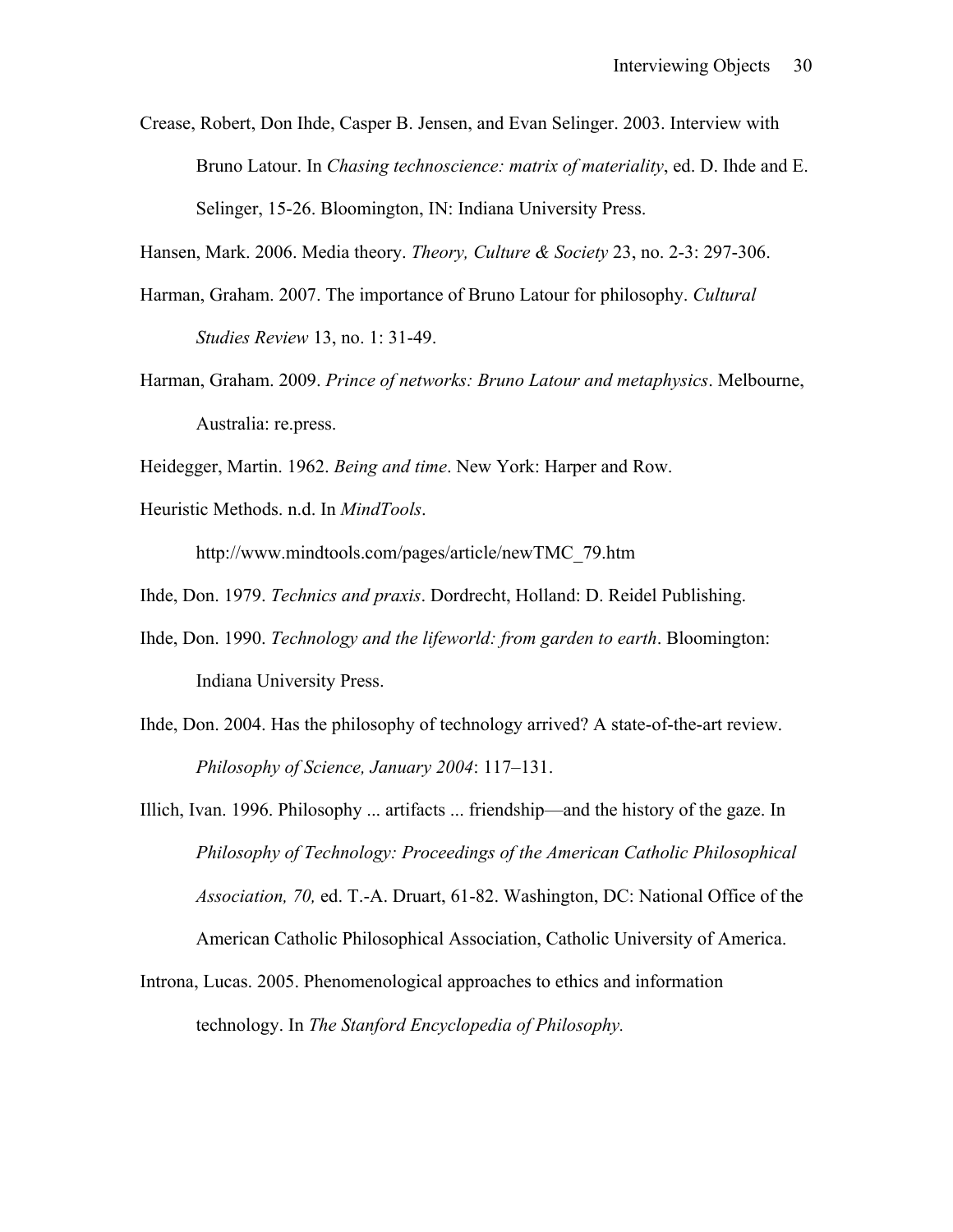Crease, Robert, Don Ihde, Casper B. Jensen, and Evan Selinger. 2003. Interview with Bruno Latour. In *Chasing technoscience: matrix of materiality*, ed. D. Ihde and E. Selinger, 15-26. Bloomington, IN: Indiana University Press.

Hansen, Mark. 2006. Media theory. *Theory, Culture & Society* 23, no. 2-3: 297-306.

Harman, Graham. 2007. The importance of Bruno Latour for philosophy. *Cultural Studies Review* 13, no. 1: 31-49.

Harman, Graham. 2009. *Prince of networks: Bruno Latour and metaphysics*. Melbourne, Australia: re.press.

Heidegger, Martin. 1962. *Being and time*. New York: Harper and Row.

Heuristic Methods. n.d. In *MindTools*.

http://www.mindtools.com/pages/article/newTMC_79.htm

Ihde, Don. 1979. *Technics and praxis*. Dordrecht, Holland: D. Reidel Publishing.

Ihde, Don. 1990. *Technology and the lifeworld: from garden to earth*. Bloomington: Indiana University Press.

Ihde, Don. 2004. Has the philosophy of technology arrived? A state-of-the-art review. *Philosophy of Science, January 2004*: 117–131.

Illich, Ivan. 1996. Philosophy ... artifacts ... friendship—and the history of the gaze. In *Philosophy of Technology: Proceedings of the American Catholic Philosophical Association, 70,* ed. T.-A. Druart, 61-82. Washington, DC: National Office of the American Catholic Philosophical Association, Catholic University of America.

Introna, Lucas. 2005. Phenomenological approaches to ethics and information technology. In *The Stanford Encyclopedia of Philosophy.*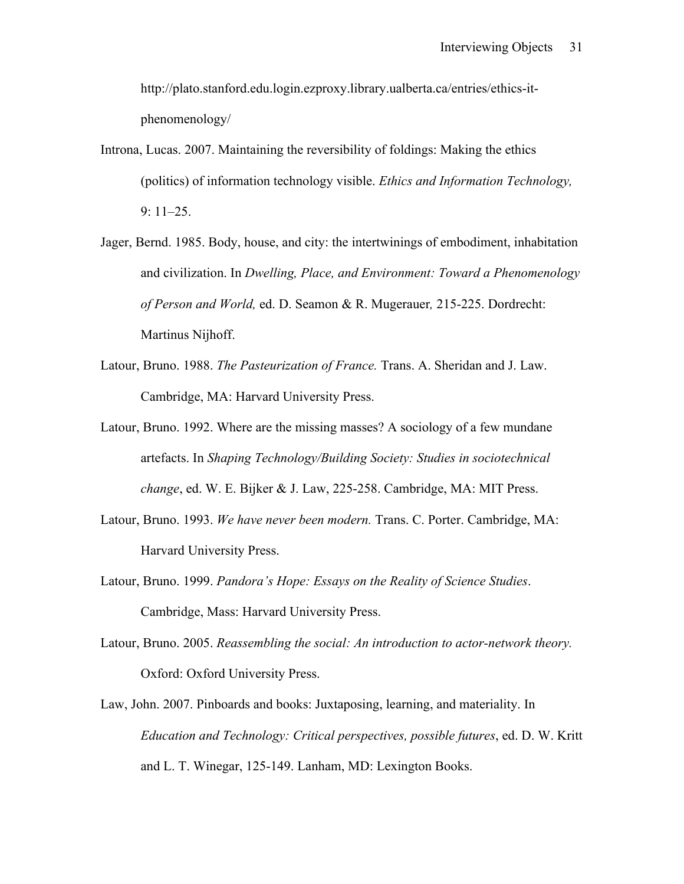http://plato.stanford.edu.login.ezproxy.library.ualberta.ca/entries/ethics-it-phenomenology/

Introna, Lucas. 2007. Maintaining the reversibility of foldings: Making the ethics (politics) of information technology visible. *Ethics and Information Technology,* 9: 11–25.

Jager, Bernd. 1985. Body, house, and city: the intertwinings of embodiment, inhabitation and civilization. In *Dwelling, Place, and Environment: Toward a Phenomenology of Person and World,* ed. D. Seamon & R. Mugerauer*,* 215-225. Dordrecht: Martinus Nijhoff.

Latour, Bruno. 1988. *The Pasteurization of France.* Trans. A. Sheridan and J. Law. Cambridge, MA: Harvard University Press.

Latour, Bruno. 1992. Where are the missing masses? A sociology of a few mundane artefacts. In *Shaping Technology/Building Society: Studies in sociotechnical change*, ed. W. E. Bijker & J. Law, 225-258. Cambridge, MA: MIT Press.

Latour, Bruno. 1993. *We have never been modern.* Trans. C. Porter. Cambridge, MA: Harvard University Press.

Latour, Bruno. 1999. *Pandora's Hope: Essays on the Reality of Science Studies*. Cambridge, Mass: Harvard University Press.

Latour, Bruno. 2005. *Reassembling the social: An introduction to actor-network theory.* Oxford: Oxford University Press.

Law, John. 2007. Pinboards and books: Juxtaposing, learning, and materiality. In *Education and Technology: Critical perspectives, possible futures*, ed. D. W. Kritt and L. T. Winegar, 125-149. Lanham, MD: Lexington Books.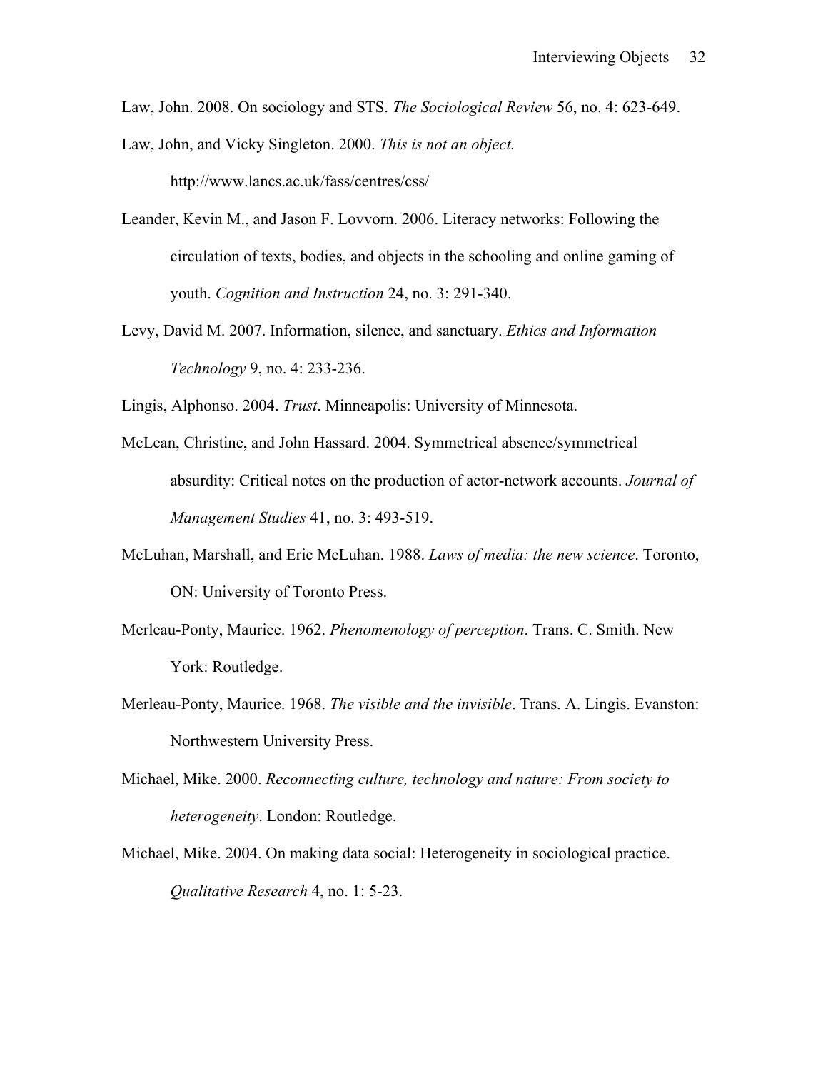Law, John. 2008. On sociology and STS. *The Sociological Review* 56, no. 4: 623-649.

Law, John, and Vicky Singleton. 2000. *This is not an object.* http://www.lancs.ac.uk/fass/centres/css/

Leander, Kevin M., and Jason F. Lovvorn. 2006. Literacy networks: Following the circulation of texts, bodies, and objects in the schooling and online gaming of youth. *Cognition and Instruction* 24, no. 3: 291-340.

Levy, David M. 2007. Information, silence, and sanctuary. *Ethics and Information Technology* 9, no. 4: 233-236.

Lingis, Alphonso. 2004. *Trust*. Minneapolis: University of Minnesota.

McLean, Christine, and John Hassard. 2004. Symmetrical absence/symmetrical absurdity: Critical notes on the production of actor-network accounts. *Journal of Management Studies* 41, no. 3: 493-519.

McLuhan, Marshall, and Eric McLuhan. 1988. *Laws of media: the new science*. Toronto, ON: University of Toronto Press.

Merleau-Ponty, Maurice. 1962. *Phenomenology of perception*. Trans. C. Smith. New York: Routledge.

Merleau-Ponty, Maurice. 1968. *The visible and the invisible*. Trans. A. Lingis. Evanston: Northwestern University Press.

Michael, Mike. 2000. *Reconnecting culture, technology and nature: From society to heterogeneity*. London: Routledge.

Michael, Mike. 2004. On making data social: Heterogeneity in sociological practice. *Qualitative Research* 4, no. 1: 5-23.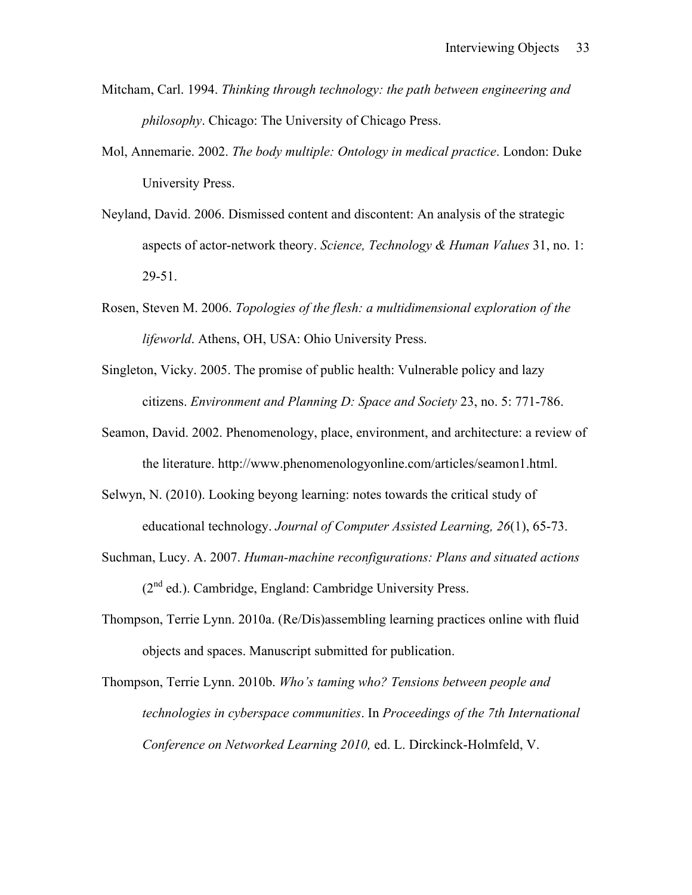Mitcham, Carl. 1994. *Thinking through technology: the path between engineering and philosophy*. Chicago: The University of Chicago Press.

Mol, Annemarie. 2002. *The body multiple: Ontology in medical practice*. London: Duke University Press.

Neyland, David. 2006. Dismissed content and discontent: An analysis of the strategic aspects of actor-network theory. *Science, Technology & Human Values* 31, no. 1: 29-51.

Rosen, Steven M. 2006. *Topologies of the flesh: a multidimensional exploration of the lifeworld*. Athens, OH, USA: Ohio University Press.

Singleton, Vicky. 2005. The promise of public health: Vulnerable policy and lazy citizens. *Environment and Planning D: Space and Society* 23, no. 5: 771-786.

Seamon, David. 2002. Phenomenology, place, environment, and architecture: a review of the literature. http://www.phenomenologyonline.com/articles/seamon1.html.

Selwyn, N. (2010). Looking beyong learning: notes towards the critical study of educational technology. *Journal of Computer Assisted Learning, 26*(1), 65-73.

Suchman, Lucy. A. 2007. *Human-machine reconfigurations: Plans and situated actions* (2nd ed.). Cambridge, England: Cambridge University Press.

Thompson, Terrie Lynn. 2010a. (Re/Dis)assembling learning practices online with fluid objects and spaces. Manuscript submitted for publication.

Thompson, Terrie Lynn. 2010b. *Who's taming who? Tensions between people and technologies in cyberspace communities*. In *Proceedings of the 7th International Conference on Networked Learning 2010,* ed. L. Dirckinck-Holmfeld, V.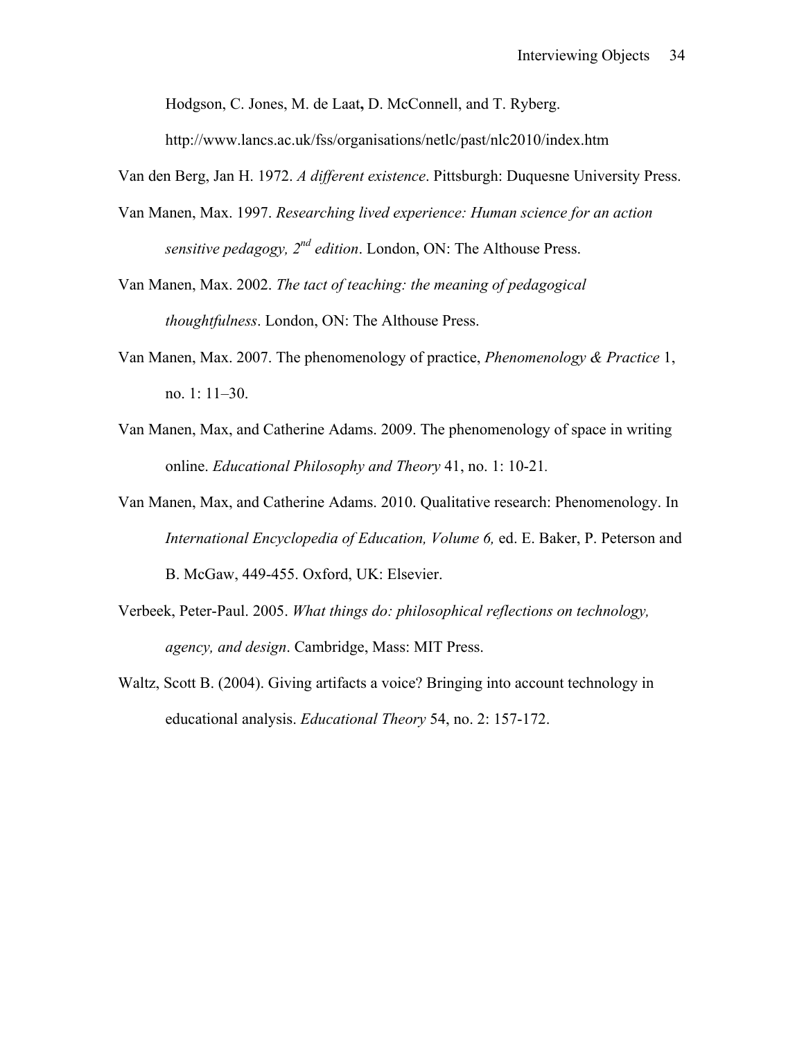Hodgson, C. Jones, M. de Laat**,** D. McConnell, and T. Ryberg. http://www.lancs.ac.uk/fss/organisations/netlc/past/nlc2010/index.htm

Van den Berg, Jan H. 1972. *A different existence*. Pittsburgh: Duquesne University Press.

Van Manen, Max. 1997. *Researching lived experience: Human science for an action sensitive pedagogy, 2nd edition*. London, ON: The Althouse Press.

Van Manen, Max. 2002. *The tact of teaching: the meaning of pedagogical thoughtfulness*. London, ON: The Althouse Press.

Van Manen, Max. 2007. The phenomenology of practice, *Phenomenology & Practice* 1, no. 1: 11–30.

Van Manen, Max, and Catherine Adams. 2009. The phenomenology of space in writing online. *Educational Philosophy and Theory* 41, no. 1: 10-21.

Van Manen, Max, and Catherine Adams. 2010. Qualitative research: Phenomenology. In *International Encyclopedia of Education, Volume 6,* ed. E. Baker, P. Peterson and B. McGaw, 449-455. Oxford, UK: Elsevier.

Verbeek, Peter-Paul. 2005. *What things do: philosophical reflections on technology, agency, and design*. Cambridge, Mass: MIT Press.

Waltz, Scott B. (2004). Giving artifacts a voice? Bringing into account technology in educational analysis. *Educational Theory* 54, no. 2: 157-172.